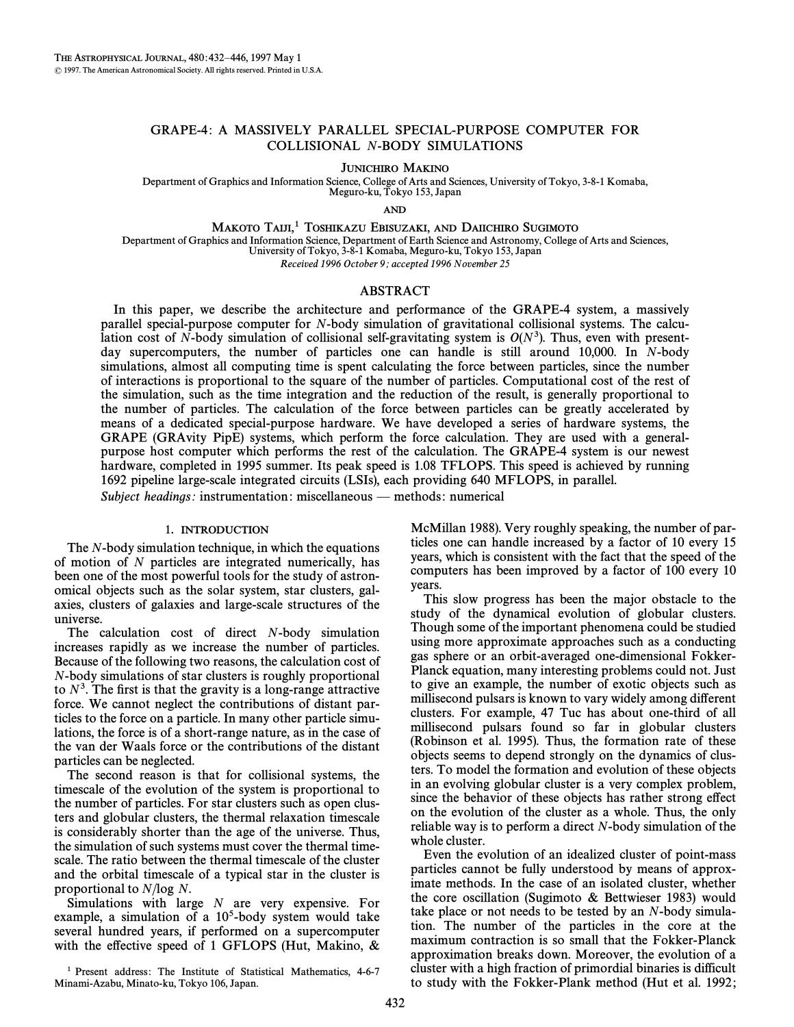# GRAPE-4: A MASSIVELY PARALLEL SPECIAL-PURPOSE COMPUTER FOR COLLISIONAL $N$-BODY SIMULATIONS

JUNICHIRO MAKINO

Department of Graphics and Information Science, College of Arts and Sciences, University of Tokyo, 3-8-1 Komaba, Meguro-ku, Tokyo 153, Japan

AND

MAKOTO TAIJI,[1] TOSHIKAZU EBISUZAKI, AND DAIICHIRO SUGIMOTO

Department of Graphics and Information Science, Department of Earth Science and Astronomy, College of Arts and Sciences, University of Tokyo, 3-8-1 Komaba, Meguro-ku, Tokyo 153, Japan

*Received 1996 October 9; accepted 1996 November 25*

## ABSTRACT

In this paper, we describe the architecture and performance of the GRAPE-4 system, a massively parallel special-purpose computer for $N$-body simulation of gravitational collisional systems. The calculation cost of $N$-body simulation of collisional self-gravitating system is $O(N^3)$. Thus, even with present-day supercomputers, the number of particles one can handle is still around 10,000. In $N$-body simulations, almost all computing time is spent calculating the force between particles, since the number of interactions is proportional to the square of the number of particles. Computational cost of the rest of the simulation, such as the time integration and the reduction of the result, is generally proportional to the number of particles. The calculation of the force between particles can be greatly accelerated by means of a dedicated special-purpose hardware. We have developed a series of hardware systems, the GRAPE (GRAvity PipE) systems, which perform the force calculation. They are used with a general-purpose host computer which performs the rest of the calculation. The GRAPE-4 system is our newest hardware, completed in 1995 summer. Its peak speed is 1.08 TFLOPS. This speed is achieved by running 1692 pipeline large-scale integrated circuits (LSIs), each providing 640 MFLOPS, in parallel.

*Subject headings:* instrumentation: miscellaneous — methods: numerical

## 1. INTRODUCTION

The $N$-body simulation technique, in which the equations of motion of $N$ particles are integrated numerically, has been one of the most powerful tools for the study of astronomical objects such as the solar system, star clusters, galaxies, clusters of galaxies and large-scale structures of the universe.

The calculation cost of direct $N$-body simulation increases rapidly as we increase the number of particles. Because of the following two reasons, the calculation cost of $N$-body simulations of star clusters is roughly proportional to $N^3$. The first is that the gravity is a long-range attractive force. We cannot neglect the contributions of distant particles to the force on a particle. In many other particle simulations, the force is of a short-range nature, as in the case of the van der Waals force or the contributions of the distant particles can be neglected.

The second reason is that for collisional systems, the timescale of the evolution of the system is proportional to the number of particles. For star clusters such as open clusters and globular clusters, the thermal relaxation timescale is considerably shorter than the age of the universe. Thus, the simulation of such systems must cover the thermal timescale. The ratio between the thermal timescale of the cluster and the orbital timescale of a typical star in the cluster is proportional to $N/\log N$.

Simulations with large $N$ are very expensive. For example, a simulation of a $10^5$-body system would take several hundred years, if performed on a supercomputer with the effective speed of 1 GFLOPS (Hut, Makino, & McMillan 1988). Very roughly speaking, the number of particles one can handle increased by a factor of 10 every 15 years, which is consistent with the fact that the speed of the computers has been improved by a factor of 100 every 10 years.

This slow progress has been the major obstacle to the study of the dynamical evolution of globular clusters. Though some of the important phenomena could be studied using more approximate approaches such as a conducting gas sphere or an orbit-averaged one-dimensional Fokker-Planck equation, many interesting problems could not. Just to give an example, the number of exotic objects such as millisecond pulsars is known to vary widely among different clusters. For example, 47 Tuc has about one-third of all millisecond pulsars found so far in globular clusters (Robinson et al. 1995). Thus, the formation rate of these objects seems to depend strongly on the dynamics of clusters. To model the formation and evolution of these objects in an evolving globular cluster is a very complex problem, since the behavior of these objects has rather strong effect on the evolution of the cluster as a whole. Thus, the only reliable way is to perform a direct $N$-body simulation of the whole cluster.

Even the evolution of an idealized cluster of point-mass particles cannot be fully understood by means of approximate methods. In the case of an isolated cluster, whether the core oscillation (Sugimoto & Bettwieser 1983) would take place or not needs to be tested by an $N$-body simulation. The number of the particles in the core at the maximum contraction is so small that the Fokker-Planck approximation breaks down. Moreover, the evolution of a cluster with a high fraction of primordial binaries is difficult to study with the Fokker-Plank method (Hut et al. 1992;

[1] Present address: The Institute of Statistical Mathematics, 4-6-7 Minami-Azabu, Minato-ku, Tokyo 106, Japan.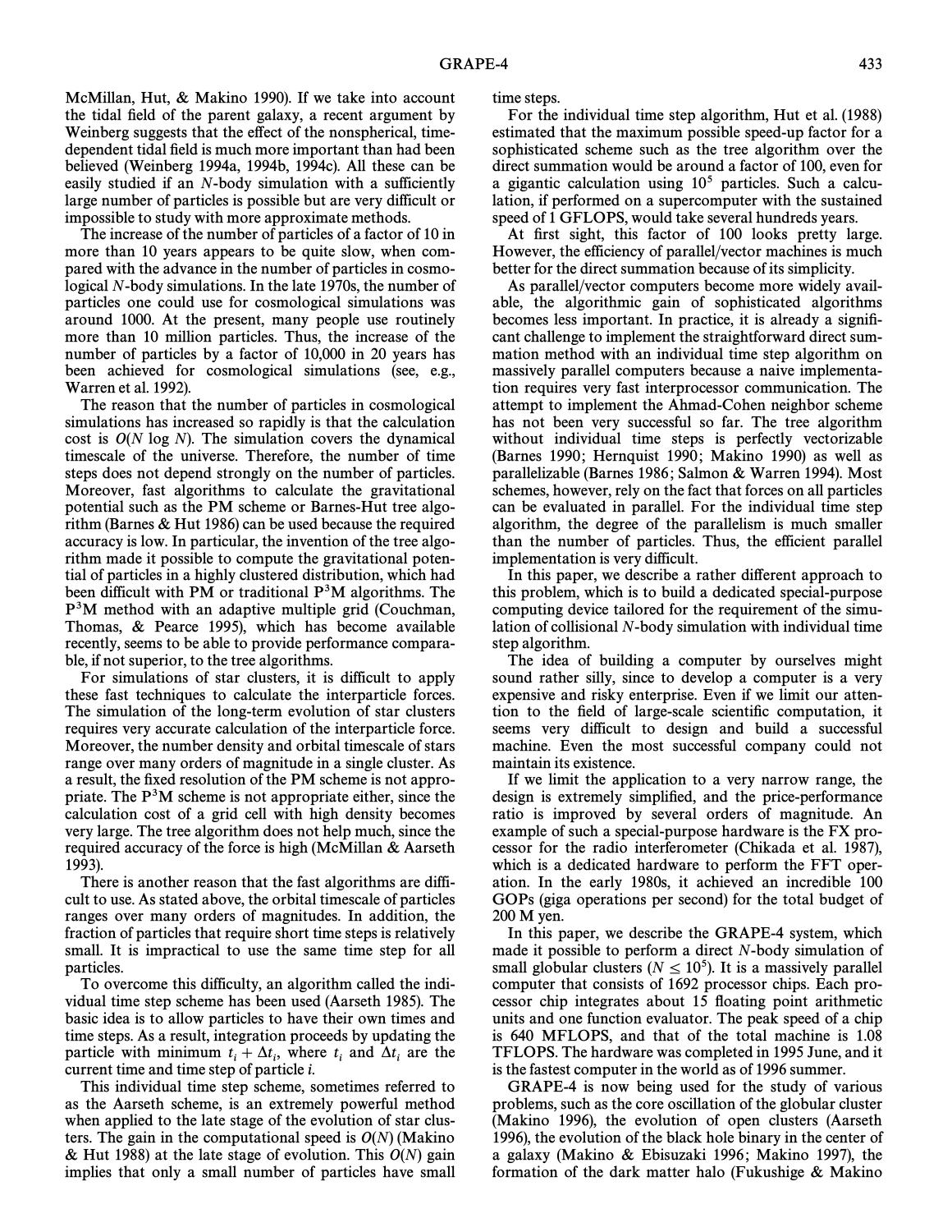McMillan, Hut, & Makino 1990). If we take into account the tidal field of the parent galaxy, a recent argument by Weinberg suggests that the effect of the nonspherical, time-dependent tidal field is much more important than had been believed (Weinberg 1994a, 1994b, 1994c). All these can be easily studied if an $N$-body simulation with a sufficiently large number of particles is possible but are very difficult or impossible to study with more approximate methods.

The increase of the number of particles of a factor of 10 in more than 10 years appears to be quite slow, when compared with the advance in the number of particles in cosmological $N$-body simulations. In the late 1970s, the number of particles one could use for cosmological simulations was around 1000. At the present, many people use routinely more than 10 million particles. Thus, the increase of the number of particles by a factor of 10,000 in 20 years has been achieved for cosmological simulations (see, e.g., Warren et al. 1992).

The reason that the number of particles in cosmological simulations has increased so rapidly is that the calculation cost is $O(N \log N)$. The simulation covers the dynamical timescale of the universe. Therefore, the number of time steps does not depend strongly on the number of particles. Moreover, fast algorithms to calculate the gravitational potential such as the PM scheme or Barnes-Hut tree algorithm (Barnes & Hut 1986) can be used because the required accuracy is low. In particular, the invention of the tree algorithm made it possible to compute the gravitational potential of particles in a highly clustered distribution, which had been difficult with PM or traditional $P^3M$ algorithms. The $P^3M$ method with an adaptive multiple grid (Couchman, Thomas, & Pearce 1995), which has become available recently, seems to be able to provide performance comparable, if not superior, to the tree algorithms.

For simulations of star clusters, it is difficult to apply these fast techniques to calculate the interparticle forces. The simulation of the long-term evolution of star clusters requires very accurate calculation of the interparticle force. Moreover, the number density and orbital timescale of stars range over many orders of magnitude in a single cluster. As a result, the fixed resolution of the PM scheme is not appropriate. The $P^3M$ scheme is not appropriate either, since the calculation cost of a grid cell with high density becomes very large. The tree algorithm does not help much, since the required accuracy of the force is high (McMillan & Aarseth 1993).

There is another reason that the fast algorithms are difficult to use. As stated above, the orbital timescale of particles ranges over many orders of magnitudes. In addition, the fraction of particles that require short time steps is relatively small. It is impractical to use the same time step for all particles.

To overcome this difficulty, an algorithm called the individual time step scheme has been used (Aarseth 1985). The basic idea is to allow particles to have their own times and time steps. As a result, integration proceeds by updating the particle with minimum $t_i + \Delta t_i$, where $t_i$ and $\Delta t_i$ are the current time and time step of particle $i$.

This individual time step scheme, sometimes referred to as the Aarseth scheme, is an extremely powerful method when applied to the late stage of the evolution of star clusters. The gain in the computational speed is $O(N)$ (Makino & Hut 1988) at the late stage of evolution. This $O(N)$ gain implies that only a small number of particles have small time steps.

For the individual time step algorithm, Hut et al. (1988) estimated that the maximum possible speed-up factor for a sophisticated scheme such as the tree algorithm over the direct summation would be around a factor of 100, even for a gigantic calculation using $10^5$ particles. Such a calculation, if performed on a supercomputer with the sustained speed of 1 GFLOPS, would take several hundreds years.

At first sight, this factor of 100 looks pretty large. However, the efficiency of parallel/vector machines is much better for the direct summation because of its simplicity.

As parallel/vector computers become more widely available, the algorithmic gain of sophisticated algorithms becomes less important. In practice, it is already a significant challenge to implement the straightforward direct summation method with an individual time step algorithm on massively parallel computers because a naive implementation requires very fast interprocessor communication. The attempt to implement the Ahmad-Cohen neighbor scheme has not been very successful so far. The tree algorithm without individual time steps is perfectly vectorizable (Barnes 1990; Hernquist 1990; Makino 1990) as well as parallelizable (Barnes 1986; Salmon & Warren 1994). Most schemes, however, rely on the fact that forces on all particles can be evaluated in parallel. For the individual time step algorithm, the degree of the parallelism is much smaller than the number of particles. Thus, the efficient parallel implementation is very difficult.

In this paper, we describe a rather different approach to this problem, which is to build a dedicated special-purpose computing device tailored for the requirement of the simulation of collisional $N$-body simulation with individual time step algorithm.

The idea of building a computer by ourselves might sound rather silly, since to develop a computer is a very expensive and risky enterprise. Even if we limit our attention to the field of large-scale scientific computation, it seems very difficult to design and build a successful machine. Even the most successful company could not maintain its existence.

If we limit the application to a very narrow range, the design is extremely simplified, and the price-performance ratio is improved by several orders of magnitude. An example of such a special-purpose hardware is the FX processor for the radio interferometer (Chikada et al. 1987), which is a dedicated hardware to perform the FFT operation. In the early 1980s, it achieved an incredible 100 GOPs (giga operations per second) for the total budget of 200 M yen.

In this paper, we describe the GRAPE-4 system, which made it possible to perform a direct $N$-body simulation of small globular clusters ($N \leq 10^5$). It is a massively parallel computer that consists of 1692 processor chips. Each processor chip integrates about 15 floating point arithmetic units and one function evaluator. The peak speed of a chip is 640 MFLOPS, and that of the total machine is 1.08 TFLOPS. The hardware was completed in 1995 June, and it is the fastest computer in the world as of 1996 summer.

GRAPE-4 is now being used for the study of various problems, such as the core oscillation of the globular cluster (Makino 1996), the evolution of open clusters (Aarseth 1996), the evolution of the black hole binary in the center of a galaxy (Makino & Ebisuzaki 1996; Makino 1997), the formation of the dark matter halo (Fukushige & Makino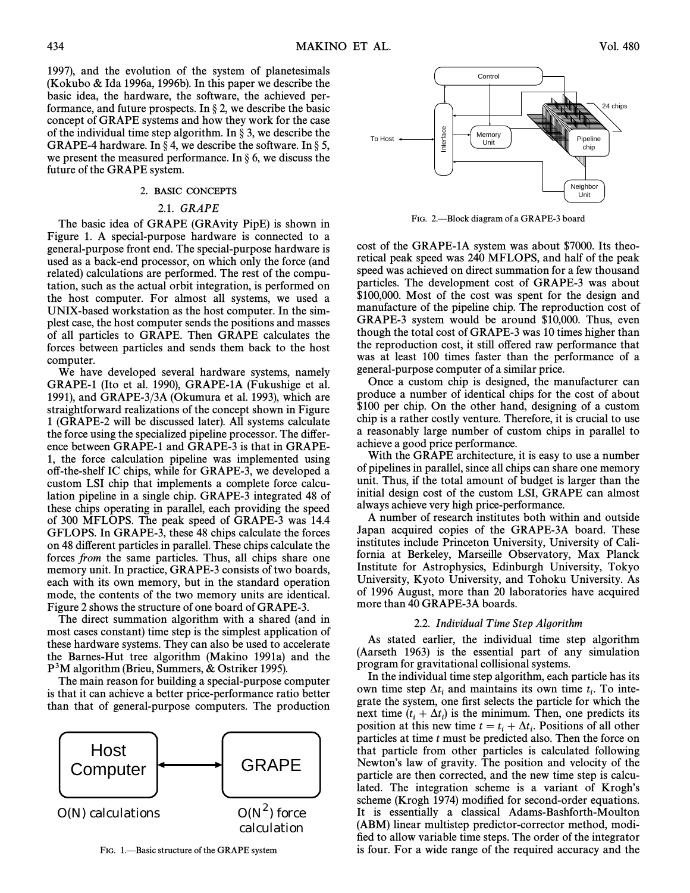1997), and the evolution of the system of planetesimals (Kokubo & Ida 1996a, 1996b). In this paper we describe the basic idea, the hardware, the software, the achieved performance, and future prospects. In § 2, we describe the basic concept of GRAPE systems and how they work for the case of the individual time step algorithm. In § 3, we describe the GRAPE-4 hardware. In § 4, we describe the software. In § 5, we present the measured performance. In § 6, we discuss the future of the GRAPE system.

## 2. BASIC CONCEPTS

### 2.1. *GRAPE*

The basic idea of GRAPE (GRAvity PipE) is shown in Figure 1. A special-purpose hardware is connected to a general-purpose front end. The special-purpose hardware is used as a back-end processor, on which only the force (and related) calculations are performed. The rest of the computation, such as the actual orbit integration, is performed on the host computer. For almost all systems, we used a UNIX-based workstation as the host computer. In the simplest case, the host computer sends the positions and masses of all particles to GRAPE. Then GRAPE calculates the forces between particles and sends them back to the host computer.

We have developed several hardware systems, namely GRAPE-1 (Ito et al. 1990), GRAPE-1A (Fukushige et al. 1991), and GRAPE-3/3A (Okumura et al. 1993), which are straightforward realizations of the concept shown in Figure 1 (GRAPE-2 will be discussed later). All systems calculate the force using the specialized pipeline processor. The difference between GRAPE-1 and GRAPE-3 is that in GRAPE-1, the force calculation pipeline was implemented using off-the-shelf IC chips, while for GRAPE-3, we developed a custom LSI chip that implements a complete force calculation pipeline in a single chip. GRAPE-3 integrated 48 of these chips operating in parallel, each providing the speed of 300 MFLOPS. The peak speed of GRAPE-3 was 14.4 GFLOPS. In GRAPE-3, these 48 chips calculate the forces on 48 different particles in parallel. These chips calculate the forces *from* the same particles. Thus, all chips share one memory unit. In practice, GRAPE-3 consists of two boards, each with its own memory, but in the standard operation mode, the contents of the two memory units are identical. Figure 2 shows the structure of one board of GRAPE-3.

The direct summation algorithm with a shared (and in most cases constant) time step is the simplest application of these hardware systems. They can also be used to accelerate the Barnes-Hut tree algorithm (Makino 1991a) and the $P^3M$ algorithm (Brieu, Summers, & Ostriker 1995).

The main reason for building a special-purpose computer is that it can achieve a better price-performance ratio better than that of general-purpose computers. The production cost of the GRAPE-1A system was about $7000. Its theoretical peak speed was 240 MFLOPS, and half of the peak speed was achieved on direct summation for a few thousand particles. The development cost of GRAPE-3 was about $100,000. Most of the cost was spent for the design and manufacture of the pipeline chip. The reproduction cost of GRAPE-3 system would be around $10,000. Thus, even though the total cost of GRAPE-3 was 10 times higher than the reproduction cost, it still offered raw performance that was at least 100 times faster than the performance of a general-purpose computer of a similar price.

Fig. 1.—Basic structure of the GRAPE system

Fig. 2.—Block diagram of a GRAPE-3 board

Once a custom chip is designed, the manufacturer can produce a number of identical chips for the cost of about $100 per chip. On the other hand, designing of a custom chip is a rather costly venture. Therefore, it is crucial to use a reasonably large number of custom chips in parallel to achieve a good price performance.

With the GRAPE architecture, it is easy to use a number of pipelines in parallel, since all chips can share one memory unit. Thus, if the total amount of budget is larger than the initial design cost of the custom LSI, GRAPE can almost always achieve very high price-performance.

A number of research institutes both within and outside Japan acquired copies of the GRAPE-3A board. These institutes include Princeton University, University of California at Berkeley, Marseille Observatory, Max Planck Institute for Astrophysics, Edinburgh University, Tokyo University, Kyoto University, and Tohoku University. As of 1996 August, more than 20 laboratories have acquired more than 40 GRAPE-3A boards.

### 2.2. *Individual Time Step Algorithm*

As stated earlier, the individual time step algorithm (Aarseth 1963) is the essential part of any simulation program for gravitational collisional systems.

In the individual time step algorithm, each particle has its own time step $\Delta t_i$ and maintains its own time $t_i$. To integrate the system, one first selects the particle for which the next time $(t_i + \Delta t_i)$ is the minimum. Then, one predicts its position at this new time $t = t_i + \Delta t_i$. Positions of all other particles at time $t$ must be predicted also. Then the force on that particle from other particles is calculated following Newton's law of gravity. The position and velocity of the particle are then corrected, and the new time step is calculated. The integration scheme is a variant of Krogh's scheme (Krogh 1974) modified for second-order equations. It is essentially a classical Adams-Bashforth-Moulton (ABM) linear multistep predictor-corrector method, modified to allow variable time steps. The order of the integrator is four. For a wide range of the required accuracy and the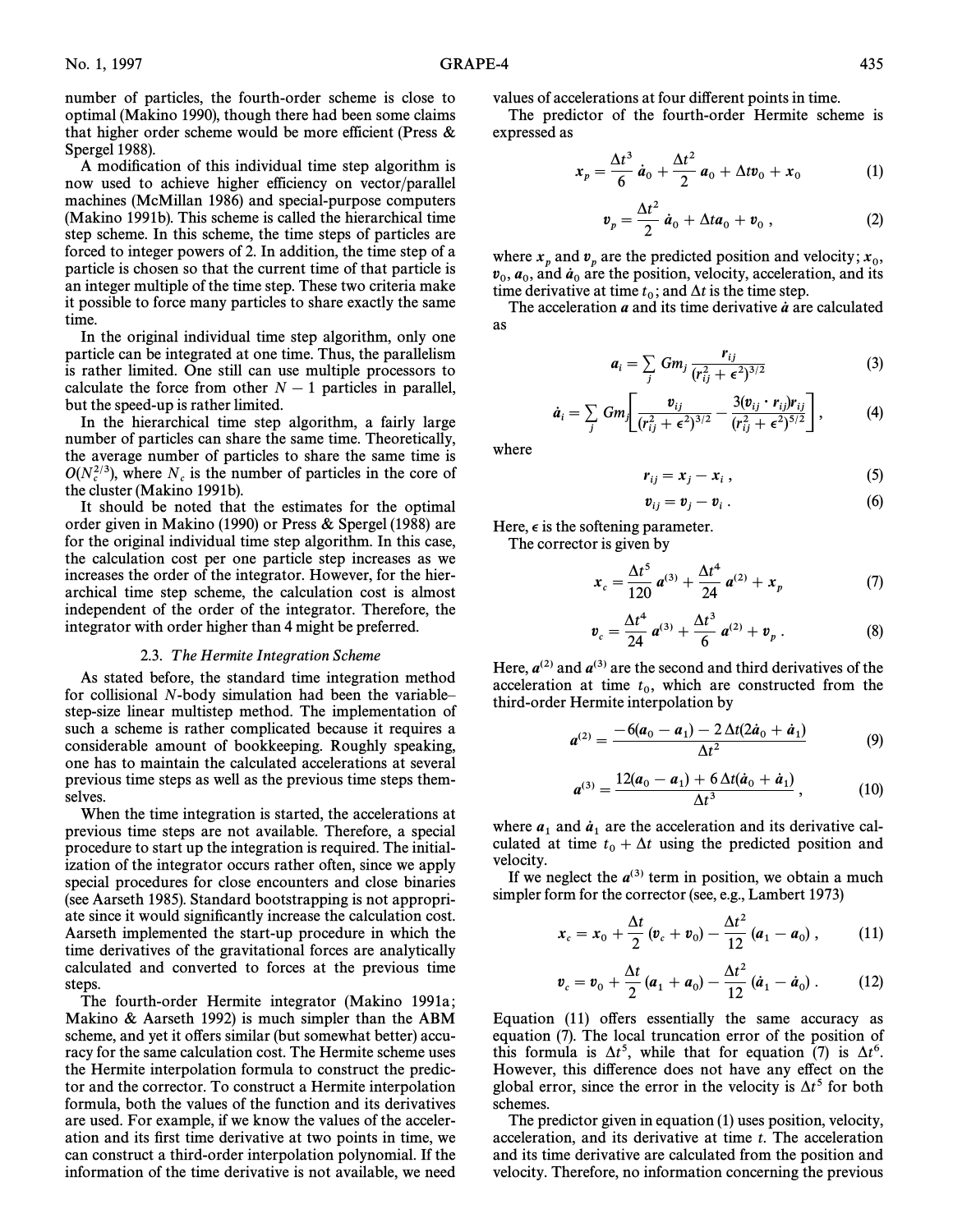number of particles, the fourth-order scheme is close to optimal (Makino 1990), though there had been some claims that higher order scheme would be more efficient (Press & Spergel 1988).

A modification of this individual time step algorithm is now used to achieve higher efficiency on vector/parallel machines (McMillan 1986) and special-purpose computers (Makino 1991b). This scheme is called the hierarchical time step scheme. In this scheme, the time steps of particles are forced to integer powers of 2. In addition, the time step of a particle is chosen so that the current time of that particle is an integer multiple of the time step. These two criteria make it possible to force many particles to share exactly the same time.

In the original individual time step algorithm, only one particle can be integrated at one time. Thus, the parallelism is rather limited. One still can use multiple processors to calculate the force from other $N - 1$ particles in parallel, but the speed-up is rather limited.

In the hierarchical time step algorithm, a fairly large number of particles can share the same time. Theoretically, the average number of particles to share the same time is $O(N_c^{2/3})$, where $N_c$ is the number of particles in the core of the cluster (Makino 1991b).

It should be noted that the estimates for the optimal order given in Makino (1990) or Press & Spergel (1988) are for the original individual time step algorithm. In this case, the calculation cost per one particle step increases as we increases the order of the integrator. However, for the hierarchical time step scheme, the calculation cost is almost independent of the order of the integrator. Therefore, the integrator with order higher than 4 might be preferred.

### 2.3. *The Hermite Integration Scheme*

As stated before, the standard time integration method for collisional $N$-body simulation had been the variable–step-size linear multistep method. The implementation of such a scheme is rather complicated because it requires a considerable amount of bookkeeping. Roughly speaking, one has to maintain the calculated accelerations at several previous time steps as well as the previous time steps themselves.

When the time integration is started, the accelerations at previous time steps are not available. Therefore, a special procedure to start up the integration is required. The initialization of the integrator occurs rather often, since we apply special procedures for close encounters and close binaries (see Aarseth 1985). Standard bootstrapping is not appropriate since it would significantly increase the calculation cost. Aarseth implemented the start-up procedure in which the time derivatives of the gravitational forces are analytically calculated and converted to forces at the previous time steps.

The fourth-order Hermite integrator (Makino 1991a; Makino & Aarseth 1992) is much simpler than the ABM scheme, and yet it offers similar (but somewhat better) accuracy for the same calculation cost. The Hermite scheme uses the Hermite interpolation formula to construct the predictor and the corrector. To construct a Hermite interpolation formula, both the values of the function and its derivatives are used. For example, if we know the values of the acceleration and its first time derivative at two points in time, we can construct a third-order interpolation polynomial. If the information of the time derivative is not available, we need values of accelerations at four different points in time.

The predictor of the fourth-order Hermite scheme is expressed as

$$x_p = \frac{\Delta t^3}{6}\dot{a}_0 + \frac{\Delta t^2}{2}a_0 + \Delta t v_0 + x_0 \tag{1}$$

$$v_p = \frac{\Delta t^2}{2}\dot{a}_0 + \Delta t a_0 + v_0 , \tag{2}$$

where $x_p$ and $v_p$ are the predicted position and velocity; $x_0$, $v_0$, $a_0$, and $\dot{a}_0$ are the position, velocity, acceleration, and its time derivative at time $t_0$; and $\Delta t$ is the time step.

The acceleration $a$ and its time derivative $\dot{a}$ are calculated as

$$a_i = \sum_j Gm_j \frac{r_{ij}}{(r_{ij}^2 + \epsilon^2)^{3/2}} \tag{3}$$

$$\dot{a}_i = \sum_j Gm_j \left[\frac{v_{ij}}{(r_{ij}^2 + \epsilon^2)^{3/2}} - \frac{3(v_{ij} \cdot r_{ij})r_{ij}}{(r_{ij}^2 + \epsilon^2)^{5/2}}\right], \tag{4}$$

where

$$r_{ij} = x_j - x_i , \tag{5}$$

$$v_{ij} = v_j - v_i . \tag{6}$$

Here, $\epsilon$ is the softening parameter.

The corrector is given by

$$x_c = \frac{\Delta t^5}{120}a^{(3)} + \frac{\Delta t^4}{24}a^{(2)} + x_p \tag{7}$$

$$v_c = \frac{\Delta t^4}{24}a^{(3)} + \frac{\Delta t^3}{6}a^{(2)} + v_p . \tag{8}$$

Here, $a^{(2)}$ and $a^{(3)}$ are the second and third derivatives of the acceleration at time $t_0$, which are constructed from the third-order Hermite interpolation by

$$a^{(2)} = \frac{-6(a_0 - a_1) - 2\Delta t(2\dot{a}_0 + \dot{a}_1)}{\Delta t^2} \tag{9}$$

$$a^{(3)} = \frac{12(a_0 - a_1) + 6\Delta t(\dot{a}_0 + \dot{a}_1)}{\Delta t^3} , \tag{10}$$

where $a_1$ and $\dot{a}_1$ are the acceleration and its derivative calculated at time $t_0 + \Delta t$ using the predicted position and velocity.

If we neglect the $a^{(3)}$ term in position, we obtain a much simpler form for the corrector (see, e.g., Lambert 1973)

$$x_c = x_0 + \frac{\Delta t}{2}(v_c + v_0) - \frac{\Delta t^2}{12}(a_1 - a_0) , \tag{11}$$

$$v_c = v_0 + \frac{\Delta t}{2}(a_1 + a_0) - \frac{\Delta t^2}{12}(\dot{a}_1 - \dot{a}_0) . \tag{12}$$

Equation (11) offers essentially the same accuracy as equation (7). The local truncation error of the position of this formula is $\Delta t^5$, while that for equation (7) is $\Delta t^6$. However, this difference does not have any effect on the global error, since the error in the velocity is $\Delta t^5$ for both schemes.

The predictor given in equation (1) uses position, velocity, acceleration, and its derivative at time $t$. The acceleration and its time derivative are calculated from the position and velocity. Therefore, no information concerning the previous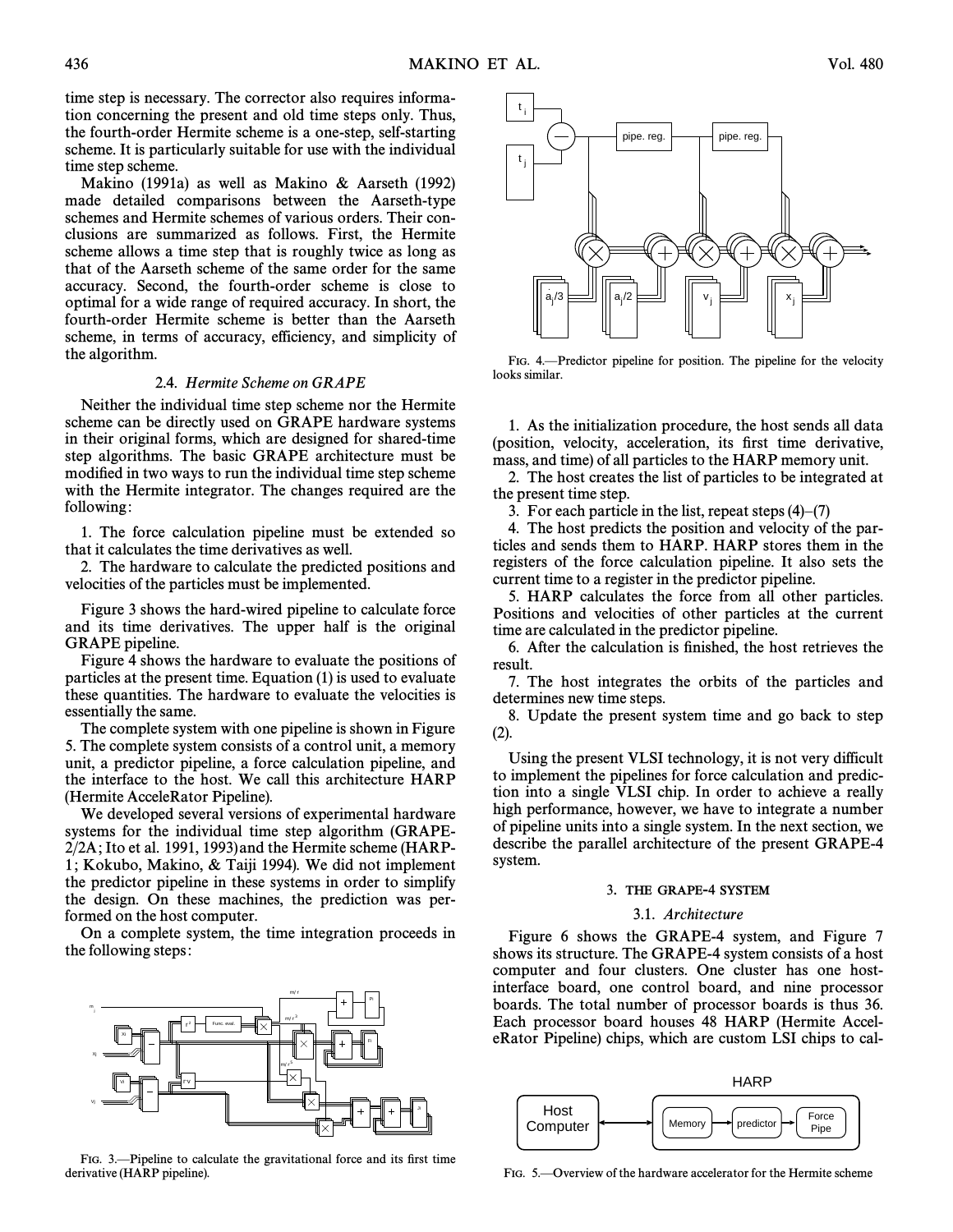time step is necessary. The corrector also requires information concerning the present and old time steps only. Thus, the fourth-order Hermite scheme is a one-step, self-starting scheme. It is particularly suitable for use with the individual time step scheme.

Makino (1991a) as well as Makino & Aarseth (1992) made detailed comparisons between the Aarseth-type schemes and Hermite schemes of various orders. Their conclusions are summarized as follows. First, the Hermite scheme allows a time step that is roughly twice as long as that of the Aarseth scheme of the same order for the same accuracy. Second, the fourth-order scheme is close to optimal for a wide range of required accuracy. In short, the fourth-order Hermite scheme is better than the Aarseth scheme, in terms of accuracy, efficiency, and simplicity of the algorithm.

### 2.4. *Hermite Scheme on GRAPE*

Neither the individual time step scheme nor the Hermite scheme can be directly used on GRAPE hardware systems in their original forms, which are designed for shared-time step algorithms. The basic GRAPE architecture must be modified in two ways to run the individual time step scheme with the Hermite integrator. The changes required are the following:

1. The force calculation pipeline must be extended so that it calculates the time derivatives as well.
2. The hardware to calculate the predicted positions and velocities of the particles must be implemented.

Figure 3 shows the hard-wired pipeline to calculate force and its time derivatives. The upper half is the original GRAPE pipeline.

Figure 4 shows the hardware to evaluate the positions of particles at the present time. Equation (1) is used to evaluate these quantities. The hardware to evaluate the velocities is essentially the same.

The complete system with one pipeline is shown in Figure 5. The complete system consists of a control unit, a memory unit, a predictor pipeline, a force calculation pipeline, and the interface to the host. We call this architecture HARP (Hermite AcceleRator Pipeline).

We developed several versions of experimental hardware systems for the individual time step algorithm (GRAPE-2/2A; Ito et al. 1991, 1993) and the Hermite scheme (HARP-1; Kokubo, Makino, & Taiji 1994). We did not implement the predictor pipeline in these systems in order to simplify the design. On these machines, the prediction was performed on the host computer.

On a complete system, the time integration proceeds in the following steps:

FIG. 3.—Pipeline to calculate the gravitational force and its first time derivative (HARP pipeline).

FIG. 4.—Predictor pipeline for position. The pipeline for the velocity looks similar.

1. As the initialization procedure, the host sends all data (position, velocity, acceleration, its first time derivative, mass, and time) of all particles to the HARP memory unit.
2. The host creates the list of particles to be integrated at the present time step.
3. For each particle in the list, repeat steps (4)–(7)
4. The host predicts the position and velocity of the particles and sends them to HARP. HARP stores them in the registers of the force calculation pipeline. It also sets the current time to a register in the predictor pipeline.
5. HARP calculates the force from all other particles. Positions and velocities of other particles at the current time are calculated in the predictor pipeline.
6. After the calculation is finished, the host retrieves the result.
7. The host integrates the orbits of the particles and determines new time steps.
8. Update the present system time and go back to step (2).

Using the present VLSI technology, it is not very difficult to implement the pipelines for force calculation and prediction into a single VLSI chip. In order to achieve a really high performance, however, we have to integrate a number of pipeline units into a single system. In the next section, we describe the parallel architecture of the present GRAPE-4 system.

## 3. THE GRAPE-4 SYSTEM

### 3.1. *Architecture*

Figure 6 shows the GRAPE-4 system, and Figure 7 shows its structure. The GRAPE-4 system consists of a host computer and four clusters. One cluster has one host-interface board, one control board, and nine processor boards. The total number of processor boards is thus 36. Each processor board houses 48 HARP (Hermite AcceleRator Pipeline) chips, which are custom LSI chips to cal-

FIG. 5.—Overview of the hardware accelerator for the Hermite scheme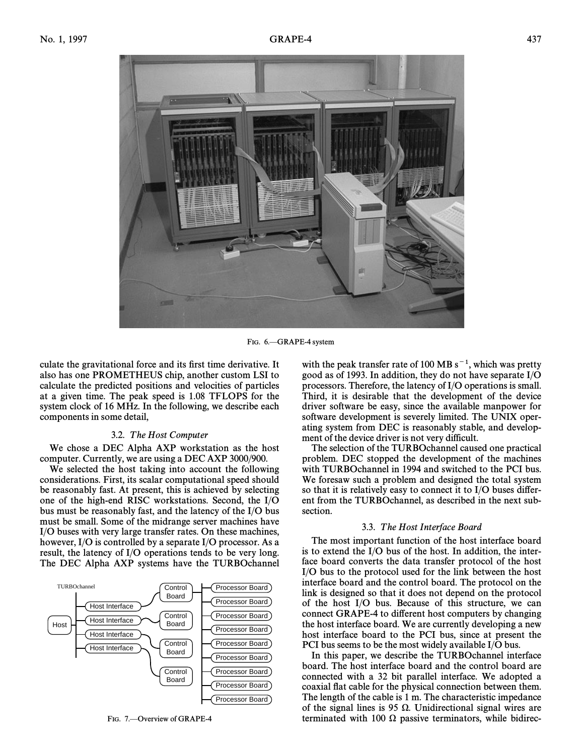Fig. 6.—GRAPE-4 system

culate the gravitational force and its first time derivative. It also has one PROMETHEUS chip, another custom LSI to calculate the predicted positions and velocities of particles at a given time. The peak speed is 1.08 TFLOPS for the system clock of 16 MHz. In the following, we describe each components in some detail,

### 3.2. *The Host Computer*

We chose a DEC Alpha AXP workstation as the host computer. Currently, we are using a DEC AXP 3000/900.

We selected the host taking into account the following considerations. First, its scalar computational speed should be reasonably fast. At present, this is achieved by selecting one of the high-end RISC workstations. Second, the I/O bus must be reasonably fast, and the latency of the I/O bus must be small. Some of the midrange server machines have I/O buses with very large transfer rates. On these machines, however, I/O is controlled by a separate I/O processor. As a result, the latency of I/O operations tends to be very long. The DEC Alpha AXP systems have the TURBOchannel with the peak transfer rate of 100 MB $s^{-1}$, which was pretty good as of 1993. In addition, they do not have separate I/O processors. Therefore, the latency of I/O operations is small. Third, it is desirable that the development of the device driver software be easy, since the available manpower for software development is severely limited. The UNIX operating system from DEC is reasonably stable, and development of the device driver is not very difficult.

The selection of the TURBOchannel caused one practical problem. DEC stopped the development of the machines with TURBOchannel in 1994 and switched to the PCI bus. We foresaw such a problem and designed the total system so that it is relatively easy to connect it to I/O buses different from the TURBOchannel, as described in the next subsection.

Fig. 7.—Overview of GRAPE-4

### 3.3. *The Host Interface Board*

The most important function of the host interface board is to extend the I/O bus of the host. In addition, the interface board converts the data transfer protocol of the host I/O bus to the protocol used for the link between the host interface board and the control board. The protocol on the link is designed so that it does not depend on the protocol of the host I/O bus. Because of this structure, we can connect GRAPE-4 to different host computers by changing the host interface board. We are currently developing a new host interface board to the PCI bus, since at present the PCI bus seems to be the most widely available I/O bus.

In this paper, we describe the TURBOchannel interface board. The host interface board and the control board are connected with a 32 bit parallel interface. We adopted a coaxial flat cable for the physical connection between them. The length of the cable is 1 m. The characteristic impedance of the signal lines is 95 Ω. Unidirectional signal wires are terminated with 100 Ω passive terminators, while bidirec-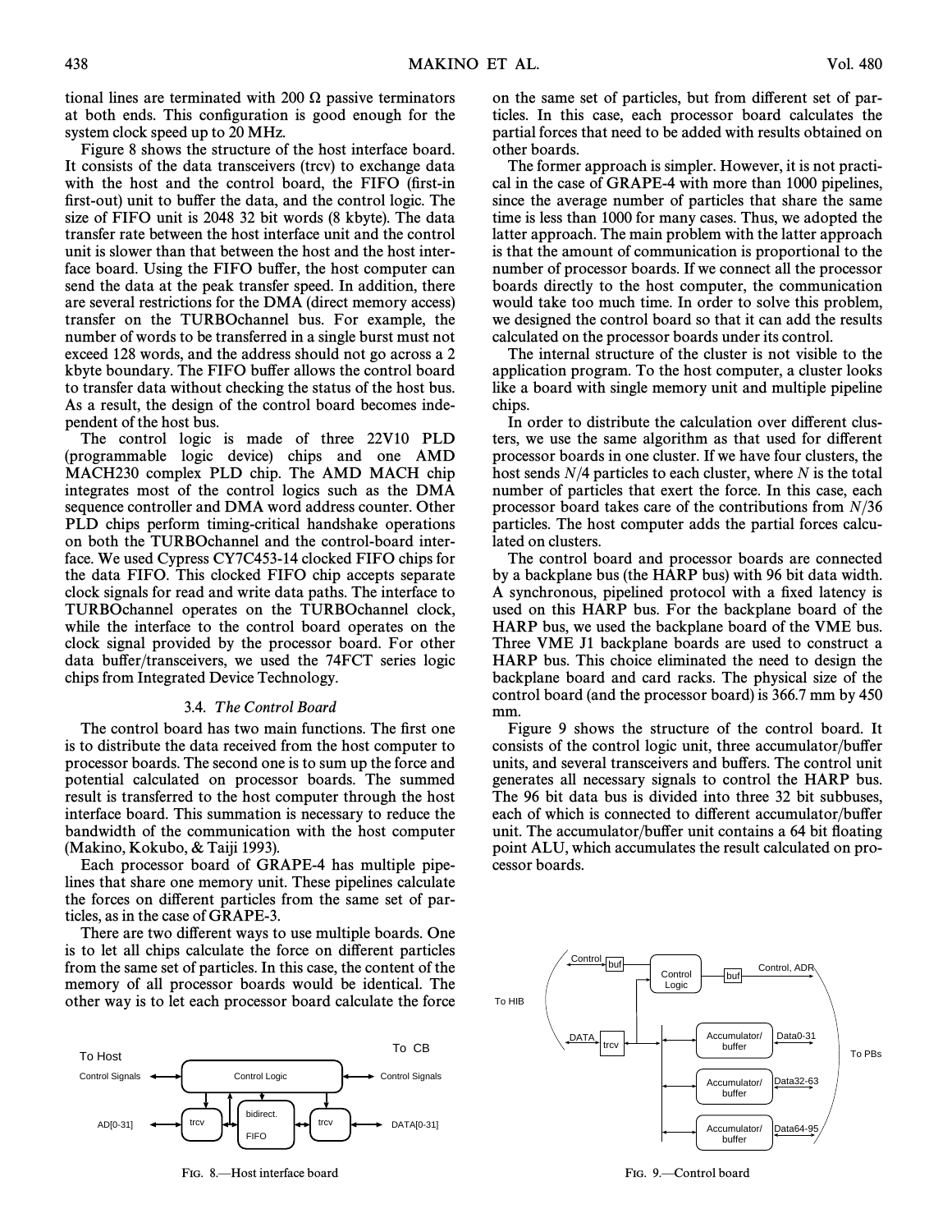tional lines are terminated with 200 Ω passive terminators at both ends. This configuration is good enough for the system clock speed up to 20 MHz.

Figure 8 shows the structure of the host interface board. It consists of the data transceivers (trcv) to exchange data with the host and the control board, the FIFO (first-in first-out) unit to buffer the data, and the control logic. The size of FIFO unit is 2048 32 bit words (8 kbyte). The data transfer rate between the host interface unit and the control unit is slower than that between the host and the host interface board. Using the FIFO buffer, the host computer can send the data at the peak transfer speed. In addition, there are several restrictions for the DMA (direct memory access) transfer on the TURBOchannel bus. For example, the number of words to be transferred in a single burst must not exceed 128 words, and the address should not go across a 2 kbyte boundary. The FIFO buffer allows the control board to transfer data without checking the status of the host bus. As a result, the design of the control board becomes independent of the host bus.

The control logic is made of three 22V10 PLD (programmable logic device) chips and one AMD MACH230 complex PLD chip. The AMD MACH chip integrates most of the control logics such as the DMA sequence controller and DMA word address counter. Other PLD chips perform timing-critical handshake operations on both the TURBOchannel and the control-board interface. We used Cypress CY7C453-14 clocked FIFO chips for the data FIFO. This clocked FIFO chip accepts separate clock signals for read and write data paths. The interface to TURBOchannel operates on the TURBOchannel clock, while the interface to the control board operates on the clock signal provided by the processor board. For other data buffer/transceivers, we used the 74FCT series logic chips from Integrated Device Technology.

### 3.4. *The Control Board*

The control board has two main functions. The first one is to distribute the data received from the host computer to processor boards. The second one is to sum up the force and potential calculated on processor boards. The summed result is transferred to the host computer through the host interface board. This summation is necessary to reduce the bandwidth of the communication with the host computer (Makino, Kokubo, & Taiji 1993).

Each processor board of GRAPE-4 has multiple pipelines that share one memory unit. These pipelines calculate the forces on different particles from the same set of particles, as in the case of GRAPE-3.

There are two different ways to use multiple boards. One is to let all chips calculate the force on different particles from the same set of particles. In this case, the content of the memory of all processor boards would be identical. The other way is to let each processor board calculate the force on the same set of particles, but from different set of particles. In this case, each processor board calculates the partial forces that need to be added with results obtained on other boards.

The former approach is simpler. However, it is not practical in the case of GRAPE-4 with more than 1000 pipelines, since the average number of particles that share the same time is less than 1000 for many cases. Thus, we adopted the latter approach. The main problem with the latter approach is that the amount of communication is proportional to the number of processor boards. If we connect all the processor boards directly to the host computer, the communication would take too much time. In order to solve this problem, we designed the control board so that it can add the results calculated on the processor boards under its control.

The internal structure of the cluster is not visible to the application program. To the host computer, a cluster looks like a board with single memory unit and multiple pipeline chips.

In order to distribute the calculation over different clusters, we use the same algorithm as that used for different processor boards in one cluster. If we have four clusters, the host sends $N/4$ particles to each cluster, where $N$ is the total number of particles that exert the force. In this case, each processor board takes care of the contributions from $N/36$ particles. The host computer adds the partial forces calculated on clusters.

The control board and processor boards are connected by a backplane bus (the HARP bus) with 96 bit data width. A synchronous, pipelined protocol with a fixed latency is used on this HARP bus. For the backplane board of the HARP bus, we used the backplane board of the VME bus. Three VME J1 backplane boards are used to construct a HARP bus. This choice eliminated the need to design the backplane board and card racks. The physical size of the control board (and the processor board) is 366.7 mm by 450 mm.

Figure 9 shows the structure of the control board. It consists of the control logic unit, three accumulator/buffer units, and several transceivers and buffers. The control unit generates all necessary signals to control the HARP bus. The 96 bit data bus is divided into three 32 bit subbuses, each of which is connected to different accumulator/buffer unit. The accumulator/buffer unit contains a 64 bit floating point ALU, which accumulates the result calculated on processor boards.

FIG. 8.—Host interface board

FIG. 9.—Control board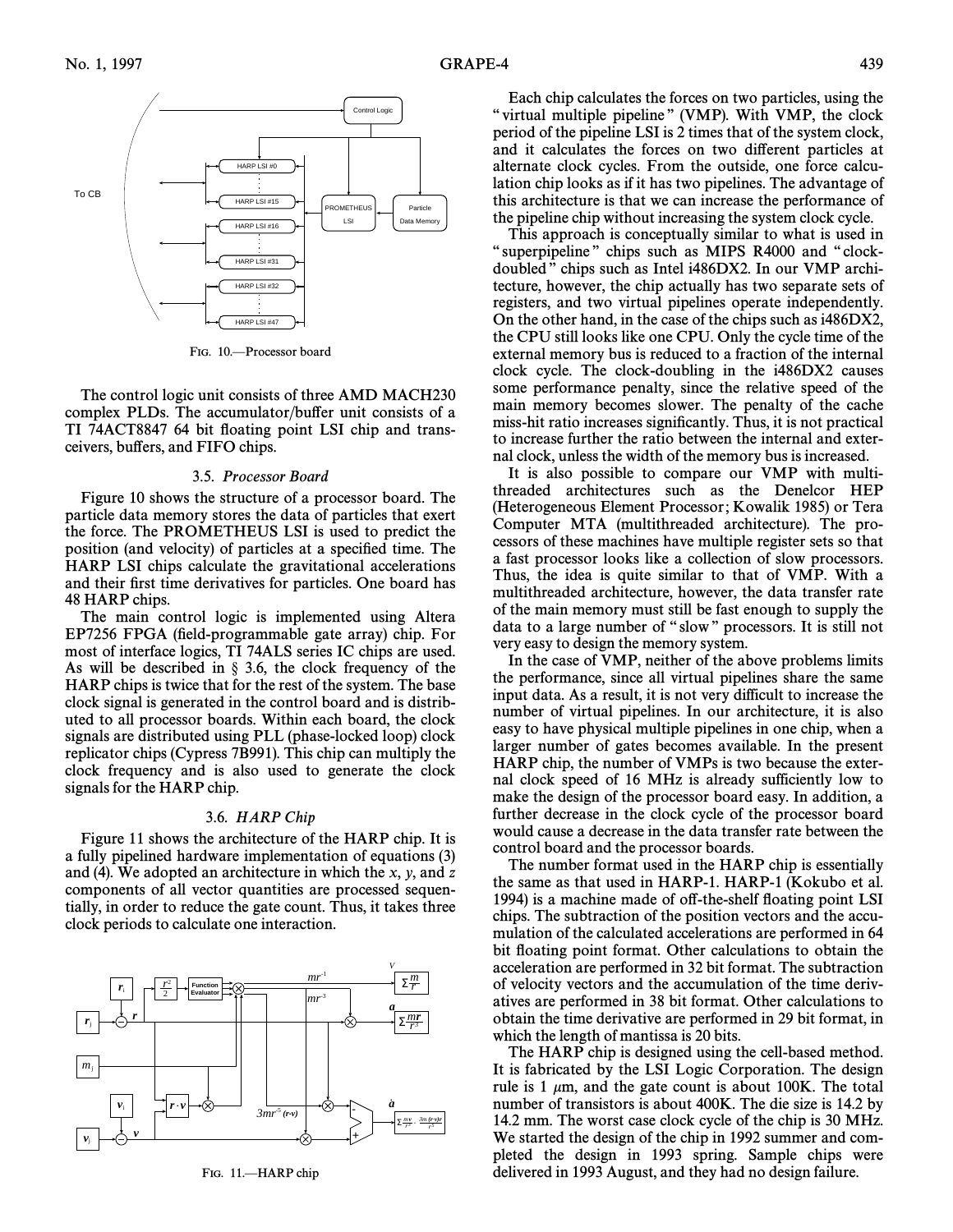FIG. 10.—Processor board

The control logic unit consists of three AMD MACH230 complex PLDs. The accumulator/buffer unit consists of a TI 74ACT8847 64 bit floating point LSI chip and transceivers, buffers, and FIFO chips.

### 3.5. *Processor Board*

Figure 10 shows the structure of a processor board. The particle data memory stores the data of particles that exert the force. The PROMETHEUS LSI is used to predict the position (and velocity) of particles at a specified time. The HARP LSI chips calculate the gravitational accelerations and their first time derivatives for particles. One board has 48 HARP chips.

The main control logic is implemented using Altera EP7256 FPGA (field-programmable gate array) chip. For most of interface logics, TI 74ALS series IC chips are used. As will be described in § 3.6, the clock frequency of the HARP chips is twice that for the rest of the system. The base clock signal is generated in the control board and is distributed to all processor boards. Within each board, the clock signals are distributed using PLL (phase-locked loop) clock replicator chips (Cypress 7B991). This chip can multiply the clock frequency and is also used to generate the clock signals for the HARP chip.

### 3.6. *HARP Chip*

Figure 11 shows the architecture of the HARP chip. It is a fully pipelined hardware implementation of equations (3) and (4). We adopted an architecture in which the $x$, $y$, and $z$ components of all vector quantities are processed sequentially, in order to reduce the gate count. Thus, it takes three clock periods to calculate one interaction.

FIG. 11.—HARP chip

Each chip calculates the forces on two particles, using the "virtual multiple pipeline" (VMP). With VMP, the clock period of the pipeline LSI is 2 times that of the system clock, and it calculates the forces on two different particles at alternate clock cycles. From the outside, one force calculation chip looks as if it has two pipelines. The advantage of this architecture is that we can increase the performance of the pipeline chip without increasing the system clock cycle.

This approach is conceptually similar to what is used in "superpipeline" chips such as MIPS R4000 and "clock-doubled" chips such as Intel i486DX2. In our VMP architecture, however, the chip actually has two separate sets of registers, and two virtual pipelines operate independently. On the other hand, in the case of the chips such as i486DX2, the CPU still looks like one CPU. Only the cycle time of the external memory bus is reduced to a fraction of the internal clock cycle. The clock-doubling in the i486DX2 causes some performance penalty, since the relative speed of the main memory becomes slower. The penalty of the cache miss-hit ratio increases significantly. Thus, it is not practical to increase further the ratio between the internal and external clock, unless the width of the memory bus is increased.

It is also possible to compare our VMP with multithreaded architectures such as the Denelcor HEP (Heterogeneous Element Processor; Kowalik 1985) or Tera Computer MTA (multithreaded architecture). The processors of these machines have multiple register sets so that a fast processor looks like a collection of slow processors. Thus, the idea is quite similar to that of VMP. With a multithreaded architecture, however, the data transfer rate of the main memory must still be fast enough to supply the data to a large number of "slow" processors. It is still not very easy to design the memory system.

In the case of VMP, neither of the above problems limits the performance, since all virtual pipelines share the same input data. As a result, it is not very difficult to increase the number of virtual pipelines. In our architecture, it is also easy to have physical multiple pipelines in one chip, when a larger number of gates becomes available. In the present HARP chip, the number of VMPs is two because the external clock speed of 16 MHz is already sufficiently low to make the design of the processor board easy. In addition, a further decrease in the clock cycle of the processor board would cause a decrease in the data transfer rate between the control board and the processor boards.

The number format used in the HARP chip is essentially the same as that used in HARP-1. HARP-1 (Kokubo et al. 1994) is a machine made of off-the-shelf floating point LSI chips. The subtraction of the position vectors and the accumulation of the calculated accelerations are performed in 64 bit floating point format. Other calculations to obtain the acceleration are performed in 32 bit format. The subtraction of velocity vectors and the accumulation of the time derivatives are performed in 38 bit format. Other calculations to obtain the time derivative are performed in 29 bit format, in which the length of mantissa is 20 bits.

The HARP chip is designed using the cell-based method. It is fabricated by the LSI Logic Corporation. The design rule is 1 $\mu$m, and the gate count is about 100K. The total number of transistors is about 400K. The die size is 14.2 by 14.2 mm. The worst case clock cycle of the chip is 30 MHz. We started the design of the chip in 1992 summer and completed the design in 1993 spring. Sample chips were delivered in 1993 August, and they had no design failure.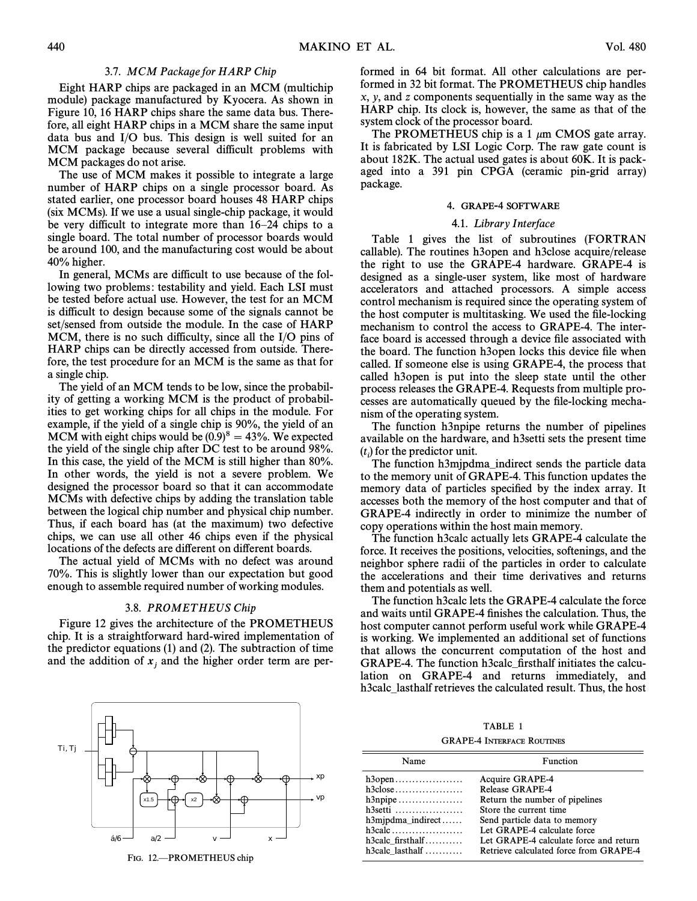### 3.7. *MCM Package for HARP Chip*

Eight HARP chips are packaged in an MCM (multichip module) package manufactured by Kyocera. As shown in Figure 10, 16 HARP chips share the same data bus. Therefore, all eight HARP chips in a MCM share the same input data bus and I/O bus. This design is well suited for an MCM package because several difficult problems with MCM packages do not arise.

The use of MCM makes it possible to integrate a large number of HARP chips on a single processor board. As stated earlier, one processor board houses 48 HARP chips (six MCMs). If we use a usual single-chip package, it would be very difficult to integrate more than 16–24 chips to a single board. The total number of processor boards would be around 100, and the manufacturing cost would be about 40% higher.

In general, MCMs are difficult to use because of the following two problems: testability and yield. Each LSI must be tested before actual use. However, the test for an MCM is difficult to design because some of the signals cannot be set/sensed from outside the module. In the case of HARP MCM, there is no such difficulty, since all the I/O pins of HARP chips can be directly accessed from outside. Therefore, the test procedure for an MCM is the same as that for a single chip.

The yield of an MCM tends to be low, since the probability of getting a working MCM is the product of probabilities to get working chips for all chips in the module. For example, if the yield of a single chip is 90%, the yield of an MCM with eight chips would be $(0.9)^8 = 43\%$. We expected the yield of the single chip after DC test to be around 98%. In this case, the yield of the MCM is still higher than 80%. In other words, the yield is not a severe problem. We designed the processor board so that it can accommodate MCMs with defective chips by adding the translation table between the logical chip number and physical chip number. Thus, if each board has (at the maximum) two defective chips, we can use all other 46 chips even if the physical locations of the defects are different on different boards.

The actual yield of MCMs with no defect was around 70%. This is slightly lower than our expectation but good enough to assemble required number of working modules.

### 3.8. *PROMETHEUS Chip*

Figure 12 gives the architecture of the PROMETHEUS chip. It is a straightforward hard-wired implementation of the predictor equations (1) and (2). The subtraction of time and the addition of $\boldsymbol{x}_j$ and the higher order term are performed in 64 bit format. All other calculations are performed in 32 bit format. The PROMETHEUS chip handles $x$, $y$, and $z$ components sequentially in the same way as the HARP chip. Its clock is, however, the same as that of the system clock of the processor board.

The PROMETHEUS chip is a 1 μm CMOS gate array. It is fabricated by LSI Logic Corp. The raw gate count is about 182K. The actual used gates is about 60K. It is packaged into a 391 pin CPGA (ceramic pin-grid array) package.

FIG. 12.—PROMETHEUS chip

## 4. GRAPE-4 SOFTWARE

### 4.1. *Library Interface*

Table 1 gives the list of subroutines (FORTRAN callable). The routines h3open and h3close acquire/release the right to use the GRAPE-4 hardware. GRAPE-4 is designed as a single-user system, like most of hardware accelerators and attached processors. A simple access control mechanism is required since the operating system of the host computer is multitasking. We used the file-locking mechanism to control the access to GRAPE-4. The interface board is accessed through a device file associated with the board. The function h3open locks this device file when called. If someone else is using GRAPE-4, the process that called h3open is put into the sleep state until the other process releases the GRAPE-4. Requests from multiple processes are automatically queued by the file-locking mechanism of the operating system.

The function h3npipe returns the number of pipelines available on the hardware, and h3setti sets the present time ($t_i$) for the predictor unit.

The function h3mjpdma_indirect sends the particle data to the memory unit of GRAPE-4. This function updates the memory data of particles specified by the index array. It accesses both the memory of the host computer and that of GRAPE-4 indirectly in order to minimize the number of copy operations within the host main memory.

The function h3calc actually lets GRAPE-4 calculate the force. It receives the positions, velocities, softenings, and the neighbor sphere radii of the particles in order to calculate the accelerations and their time derivatives and returns them and potentials as well.

The function h3calc lets the GRAPE-4 calculate the force and waits until GRAPE-4 finishes the calculation. Thus, the host computer cannot perform useful work while GRAPE-4 is working. We implemented an additional set of functions that allows the concurrent computation of the host and GRAPE-4. The function h3calc_firsthalf initiates the calculation on GRAPE-4 and returns immediately, and h3calc_lasthalf retrieves the calculated result. Thus, the host

TABLE 1

GRAPE-4 INTERFACE ROUTINES

| Name | Function |
|---|---|
| h3open | Acquire GRAPE-4 |
| h3close | Release GRAPE-4 |
| h3npipe | Return the number of pipelines |
| h3setti | Store the current time |
| h3mjpdma_indirect | Send particle data to memory |
| h3calc | Let GRAPE-4 calculate force |
| h3calc_firsthalf | Let GRAPE-4 calculate force and return |
| h3calc_lasthalf | Retrieve calculated force from GRAPE-4 |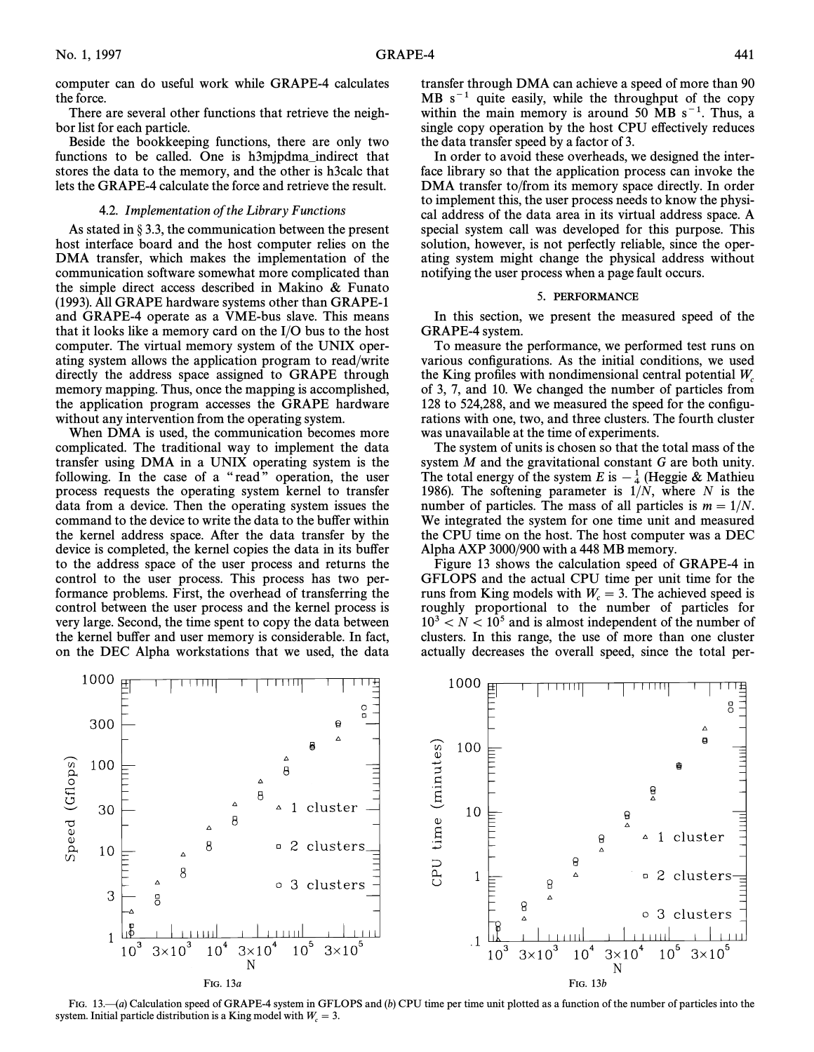computer can do useful work while GRAPE-4 calculates the force.

There are several other functions that retrieve the neighbor list for each particle.

Beside the bookkeeping functions, there are only two functions to be called. One is h3mjpdma_indirect that stores the data to the memory, and the other is h3calc that lets the GRAPE-4 calculate the force and retrieve the result.

### 4.2. *Implementation of the Library Functions*

As stated in § 3.3, the communication between the present host interface board and the host computer relies on the DMA transfer, which makes the implementation of the communication software somewhat more complicated than the simple direct access described in Makino & Funato (1993). All GRAPE hardware systems other than GRAPE-1 and GRAPE-4 operate as a VME-bus slave. This means that it looks like a memory card on the I/O bus to the host computer. The virtual memory system of the UNIX operating system allows the application program to read/write directly the address space assigned to GRAPE through memory mapping. Thus, once the mapping is accomplished, the application program accesses the GRAPE hardware without any intervention from the operating system.

When DMA is used, the communication becomes more complicated. The traditional way to implement the data transfer using DMA in a UNIX operating system is the following. In the case of a "read" operation, the user process requests the operating system kernel to transfer data from a device. Then the operating system issues the command to the device to write the data to the buffer within the kernel address space. After the data transfer by the device is completed, the kernel copies the data in its buffer to the address space of the user process and returns the control to the user process. This process has two performance problems. First, the overhead of transferring the control between the user process and the kernel process is very large. Second, the time spent to copy the data between the kernel buffer and user memory is considerable. In fact, on the DEC Alpha workstations that we used, the data transfer through DMA can achieve a speed of more than 90 MB $\mathrm{s}^{-1}$ quite easily, while the throughput of the copy within the main memory is around 50 MB $\mathrm{s}^{-1}$. Thus, a single copy operation by the host CPU effectively reduces the data transfer speed by a factor of 3.

In order to avoid these overheads, we designed the interface library so that the application process can invoke the DMA transfer to/from its memory space directly. In order to implement this, the user process needs to know the physical address of the data area in its virtual address space. A special system call was developed for this purpose. This solution, however, is not perfectly reliable, since the operating system might change the physical address without notifying the user process when a page fault occurs.

## 5. PERFORMANCE

In this section, we present the measured speed of the GRAPE-4 system.

To measure the performance, we performed test runs on various configurations. As the initial conditions, we used the King profiles with nondimensional central potential $W_c$ of 3, 7, and 10. We changed the number of particles from 128 to 524,288, and we measured the speed for the configurations with one, two, and three clusters. The fourth cluster was unavailable at the time of experiments.

The system of units is chosen so that the total mass of the system $M$ and the gravitational constant $G$ are both unity. The total energy of the system $E$ is $-\frac{1}{4}$ (Heggie & Mathieu 1986). The softening parameter is $1/N$, where $N$ is the number of particles. The mass of all particles is $m = 1/N$. We integrated the system for one time unit and measured the CPU time on the host. The host computer was a DEC Alpha AXP 3000/900 with a 448 MB memory.

Figure 13 shows the calculation speed of GRAPE-4 in GFLOPS and the actual CPU time per unit time for the runs from King models with $W_c = 3$. The achieved speed is roughly proportional to the number of particles for $10^3 < N < 10^5$ and is almost independent of the number of clusters. In this range, the use of more than one cluster actually decreases the overall speed, since the total per-

FIG. 13a

FIG. 13b

FIG. 13.—(*a*) Calculation speed of GRAPE-4 system in GFLOPS and (*b*) CPU time per time unit plotted as a function of the number of particles into the system. Initial particle distribution is a King model with $W_c = 3$.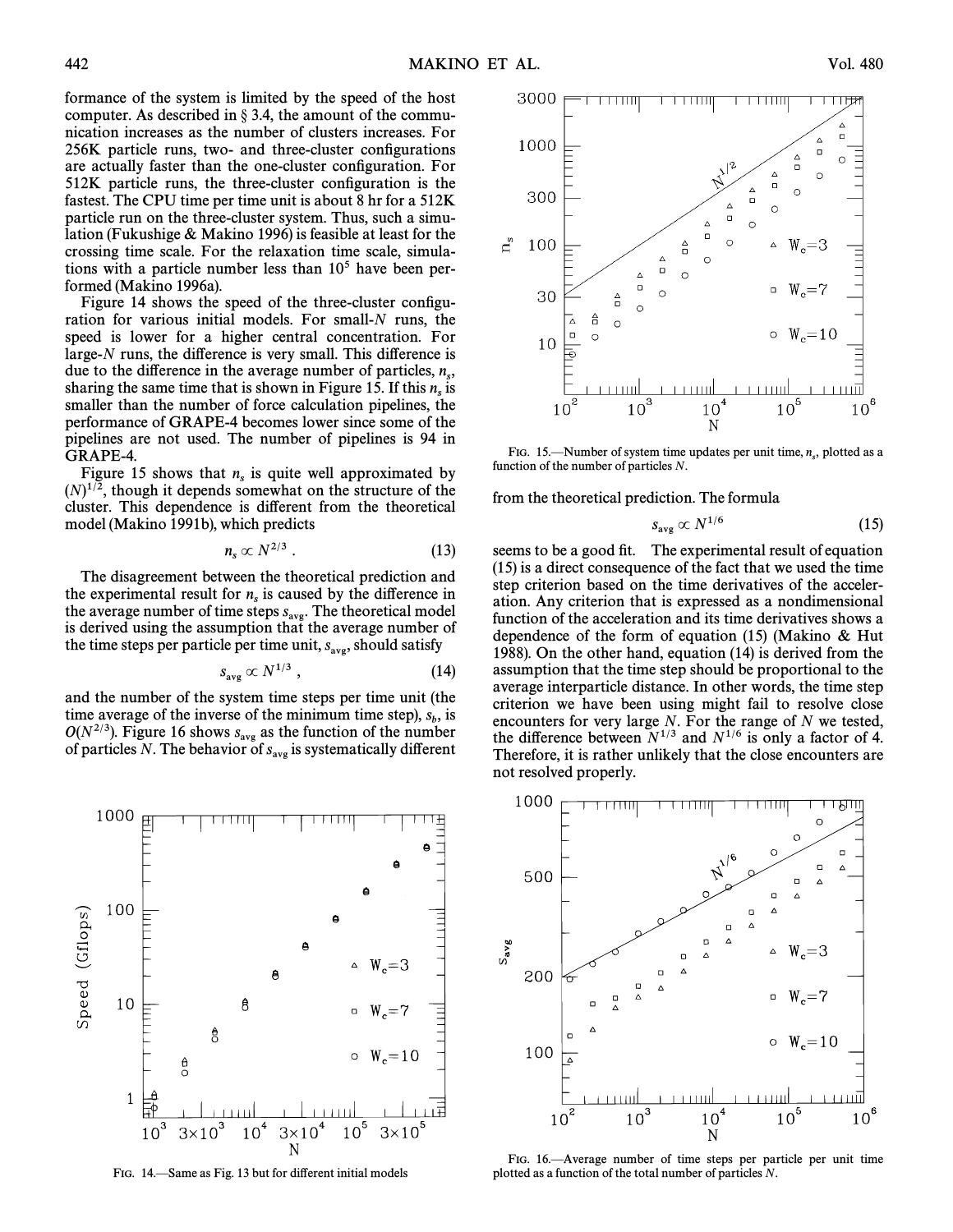formance of the system is limited by the speed of the host computer. As described in § 3.4, the amount of the communication increases as the number of clusters increases. For 256K particle runs, two- and three-cluster configurations are actually faster than the one-cluster configuration. For 512K particle runs, the three-cluster configuration is the fastest. The CPU time per time unit is about 8 hr for a 512K particle run on the three-cluster system. Thus, such a simulation (Fukushige & Makino 1996) is feasible at least for the crossing time scale. For the relaxation time scale, simulations with a particle number less than $10^5$ have been performed (Makino 1996a).

Figure 14 shows the speed of the three-cluster configuration for various initial models. For small-$N$ runs, the speed is lower for a higher central concentration. For large-$N$ runs, the difference is very small. This difference is due to the difference in the average number of particles, $n_s$, sharing the same time that is shown in Figure 15. If this $n_s$ is smaller than the number of force calculation pipelines, the performance of GRAPE-4 becomes lower since some of the pipelines are not used. The number of pipelines is 94 in GRAPE-4.

Figure 15 shows that $n_s$ is quite well approximated by $(N)^{1/2}$, though it depends somewhat on the structure of the cluster. This dependence is different from the theoretical model (Makino 1991b), which predicts

$$n_s \propto N^{2/3} . \tag{13}$$

The disagreement between the theoretical prediction and the experimental result for $n_s$ is caused by the difference in the average number of time steps $s_{\rm avg}$. The theoretical model is derived using the assumption that the average number of the time steps per particle per time unit, $s_{\rm avg}$, should satisfy

$$s_{\rm avg} \propto N^{1/3} , \tag{14}$$

and the number of the system time steps per time unit (the time average of the inverse of the minimum time step), $s_b$, is $O(N^{2/3})$. Figure 16 shows $s_{\rm avg}$ as the function of the number of particles $N$. The behavior of $s_{\rm avg}$ is systematically different from the theoretical prediction. The formula

$$s_{\rm avg} \propto N^{1/6} \tag{15}$$

seems to be a good fit. The experimental result of equation (15) is a direct consequence of the fact that we used the time step criterion based on the time derivatives of the acceleration. Any criterion that is expressed as a nondimensional function of the acceleration and its time derivatives shows a dependence of the form of equation (15) (Makino & Hut 1988). On the other hand, equation (14) is derived from the assumption that the time step should be proportional to the average interparticle distance. In other words, the time step criterion we have been using might fail to resolve close encounters for very large $N$. For the range of $N$ we tested, the difference between $N^{1/3}$ and $N^{1/6}$ is only a factor of 4. Therefore, it is rather unlikely that the close encounters are not resolved properly.

FIG. 14.—Same as Fig. 13 but for different initial models

FIG. 15.—Number of system time updates per unit time, $n_s$, plotted as a function of the number of particles $N$.

FIG. 16.—Average number of time steps per particle per unit time plotted as a function of the total number of particles $N$.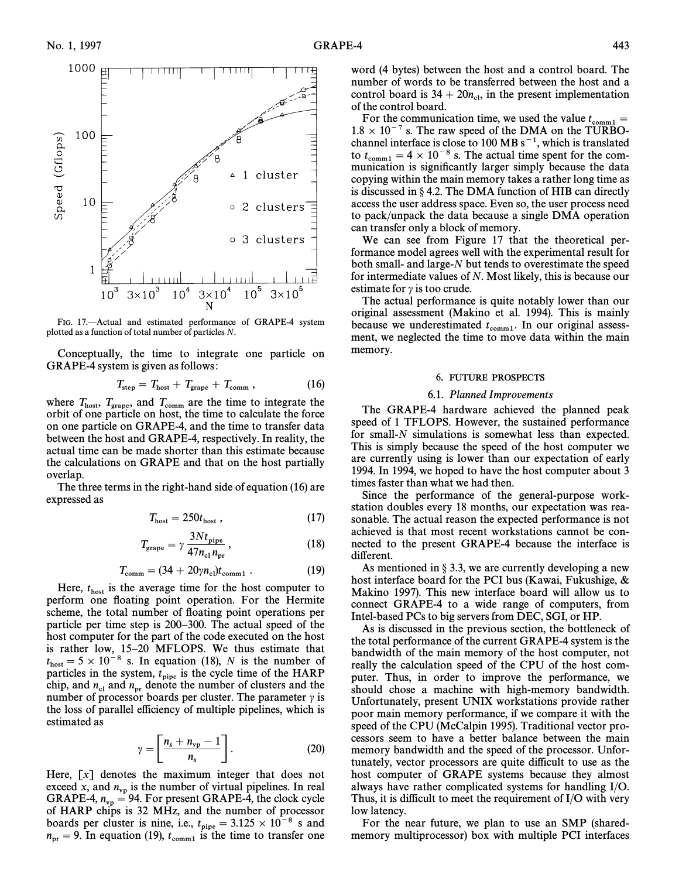FIG. 17.—Actual and estimated performance of GRAPE-4 system plotted as a function of total number of particles $N$.

Conceptually, the time to integrate one particle on GRAPE-4 system is given as follows:

$$T_{\rm step} = T_{\rm host} + T_{\rm grape} + T_{\rm comm} , \tag{16}$$

where $T_{\rm host}$, $T_{\rm grape}$, and $T_{\rm comm}$ are the time to integrate the orbit of one particle on host, the time to calculate the force on one particle on GRAPE-4, and the time to transfer data between the host and GRAPE-4, respectively. In reality, the actual time can be made shorter than this estimate because the calculations on GRAPE and that on the host partially overlap.

The three terms in the right-hand side of equation (16) are expressed as

$$T_{\rm host} = 250 t_{\rm host} , \tag{17}$$

$$T_{\rm grape} = \gamma \frac{3N t_{\rm pipe}}{47 n_{\rm cl} n_{\rm pr}} , \tag{18}$$

$$T_{\rm comm} = (34 + 20\gamma n_{\rm cl}) t_{\rm comm1} . \tag{19}$$

Here, $t_{\rm host}$ is the average time for the host computer to perform one floating point operation. For the Hermite scheme, the total number of floating point operations per particle per time step is 200–300. The actual speed of the host computer for the part of the code executed on the host is rather low, 15–20 MFLOPS. We thus estimate that $t_{\rm host} = 5 \times 10^{-8}$ s. In equation (18), $N$ is the number of particles in the system, $t_{\rm pipe}$ is the cycle time of the HARP chip, and $n_{\rm cl}$ and $n_{\rm pr}$ denote the number of clusters and the number of processor boards per cluster. The parameter $\gamma$ is the loss of parallel efficiency of multiple pipelines, which is estimated as

$$\gamma = \left[ \frac{n_s + n_{\rm vp} - 1}{n_s} \right] . \tag{20}$$

Here, $[x]$ denotes the maximum integer that does not exceed $x$, and $n_{\rm vp}$ is the number of virtual pipelines. In real GRAPE-4, $n_{\rm vp} = 94$. For present GRAPE-4, the clock cycle of HARP chips is 32 MHz, and the number of processor boards per cluster is nine, i.e., $t_{\rm pipe} = 3.125 \times 10^{-8}$ s and $n_{\rm pr} = 9$. In equation (19), $t_{\rm comm1}$ is the time to transfer one word (4 bytes) between the host and a control board. The number of words to be transferred between the host and a control board is $34 + 20 n_{\rm cl}$, in the present implementation of the control board.

For the communication time, we used the value $t_{\rm comm1} = 1.8 \times 10^{-7}$ s. The raw speed of the DMA on the TURBOchannel interface is close to 100 MB s$^{-1}$, which is translated to $t_{\rm comm1} = 4 \times 10^{-8}$ s. The actual time spent for the communication is significantly larger simply because the data copying within the main memory takes a rather long time as is discussed in § 4.2. The DMA function of HIB can directly access the user address space. Even so, the user process need to pack/unpack the data because a single DMA operation can transfer only a block of memory.

We can see from Figure 17 that the theoretical performance model agrees well with the experimental result for both small- and large-$N$ but tends to overestimate the speed for intermediate values of $N$. Most likely, this is because our estimate for $\gamma$ is too crude.

The actual performance is quite notably lower than our original assessment (Makino et al. 1994). This is mainly because we underestimated $t_{\rm comm1}$. In our original assessment, we neglected the time to move data within the main memory.

## 6. FUTURE PROSPECTS

### 6.1. *Planned Improvements*

The GRAPE-4 hardware achieved the planned peak speed of 1 TFLOPS. However, the sustained performance for small-$N$ simulations is somewhat less than expected. This is simply because the speed of the host computer we are currently using is lower than our expectation of early 1994. In 1994, we hoped to have the host computer about 3 times faster than what we had then.

Since the performance of the general-purpose workstation doubles every 18 months, our expectation was reasonable. The actual reason the expected performance is not achieved is that most recent workstations cannot be connected to the present GRAPE-4 because the interface is different.

As mentioned in § 3.3, we are currently developing a new host interface board for the PCI bus (Kawai, Fukushige, & Makino 1997). This new interface board will allow us to connect GRAPE-4 to a wide range of computers, from Intel-based PCs to big servers from DEC, SGI, or HP.

As is discussed in the previous section, the bottleneck of the total performance of the current GRAPE-4 system is the bandwidth of the main memory of the host computer, not really the calculation speed of the CPU of the host computer. Thus, in order to improve the performance, we should chose a machine with high-memory bandwidth. Unfortunately, present UNIX workstations provide rather poor main memory performance, if we compare it with the speed of the CPU (McCalpin 1995). Traditional vector processors seem to have a better balance between the main memory bandwidth and the speed of the processor. Unfortunately, vector processors are quite difficult to use as the host computer of GRAPE systems because they almost always have rather complicated systems for handling I/O. Thus, it is difficult to meet the requirement of I/O with very low latency.

For the near future, we plan to use an SMP (shared-memory multiprocessor) box with multiple PCI interfaces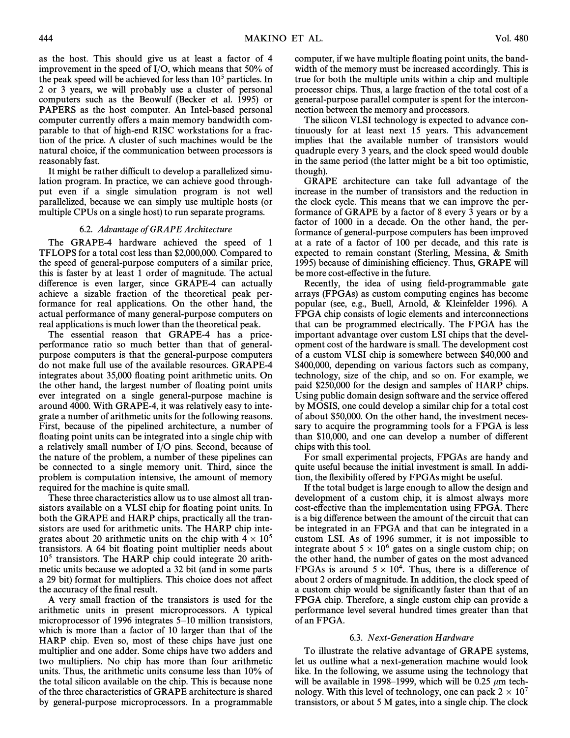as the host. This should give us at least a factor of 4 improvement in the speed of I/O, which means that 50% of the peak speed will be achieved for less than $10^5$ particles. In 2 or 3 years, we will probably use a cluster of personal computers such as the Beowulf (Becker et al. 1995) or PAPERS as the host computer. An Intel-based personal computer currently offers a main memory bandwidth comparable to that of high-end RISC workstations for a fraction of the price. A cluster of such machines would be the natural choice, if the communication between processors is reasonably fast.

It might be rather difficult to develop a parallelized simulation program. In practice, we can achieve good throughput even if a single simulation program is not well parallelized, because we can simply use multiple hosts (or multiple CPUs on a single host) to run separate programs.

### 6.2. *Advantage of GRAPE Architecture*

The GRAPE-4 hardware achieved the speed of 1 TFLOPS for a total cost less than $2,000,000. Compared to the speed of general-purpose computers of a similar price, this is faster by at least 1 order of magnitude. The actual difference is even larger, since GRAPE-4 can actually achieve a sizable fraction of the theoretical peak performance for real applications. On the other hand, the actual performance of many general-purpose computers on real applications is much lower than the theoretical peak.

The essential reason that GRAPE-4 has a price-performance ratio so much better than that of general-purpose computers is that the general-purpose computers do not make full use of the available resources. GRAPE-4 integrates about 35,000 floating point arithmetic units. On the other hand, the largest number of floating point units ever integrated on a single general-purpose machine is around 4000. With GRAPE-4, it was relatively easy to integrate a number of arithmetic units for the following reasons. First, because of the pipelined architecture, a number of floating point units can be integrated into a single chip with a relatively small number of I/O pins. Second, because of the nature of the problem, a number of these pipelines can be connected to a single memory unit. Third, since the problem is computation intensive, the amount of memory required for the machine is quite small.

These three characteristics allow us to use almost all transistors available on a VLSI chip for floating point units. In both the GRAPE and HARP chips, practically all the transistors are used for arithmetic units. The HARP chip integrates about 20 arithmetic units on the chip with $4 \times 10^5$ transistors. A 64 bit floating point multiplier needs about $10^5$ transistors. The HARP chip could integrate 20 arithmetic units because we adopted a 32 bit (and in some parts a 29 bit) format for multipliers. This choice does not affect the accuracy of the final result.

A very small fraction of the transistors is used for the arithmetic units in present microprocessors. A typical microprocessor of 1996 integrates 5–10 million transistors, which is more than a factor of 10 larger than that of the HARP chip. Even so, most of these chips have just one multiplier and one adder. Some chips have two adders and two multipliers. No chip has more than four arithmetic units. Thus, the arithmetic units consume less than 10% of the total silicon available on the chip. This is because none of the three characteristics of GRAPE architecture is shared by general-purpose microprocessors. In a programmable computer, if we have multiple floating point units, the bandwidth of the memory must be increased accordingly. This is true for both the multiple units within a chip and multiple processor chips. Thus, a large fraction of the total cost of a general-purpose parallel computer is spent for the interconnection between the memory and processors.

The silicon VLSI technology is expected to advance continuously for at least next 15 years. This advancement implies that the available number of transistors would quadruple every 3 years, and the clock speed would double in the same period (the latter might be a bit too optimistic, though).

GRAPE architecture can take full advantage of the increase in the number of transistors and the reduction in the clock cycle. This means that we can improve the performance of GRAPE by a factor of 8 every 3 years or by a factor of 1000 in a decade. On the other hand, the performance of general-purpose computers has been improved at a rate of a factor of 100 per decade, and this rate is expected to remain constant (Sterling, Messina, & Smith 1995) because of diminishing efficiency. Thus, GRAPE will be more cost-effective in the future.

Recently, the idea of using field-programmable gate arrays (FPGAs) as custom computing engines has become popular (see, e.g., Buell, Arnold, & Kleinfelder 1996). A FPGA chip consists of logic elements and interconnections that can be programmed electrically. The FPGA has the important advantage over custom LSI chips that the development cost of the hardware is small. The development cost of a custom VLSI chip is somewhere between $40,000 and $400,000, depending on various factors such as company, technology, size of the chip, and so on. For example, we paid $250,000 for the design and samples of HARP chips. Using public domain design software and the service offered by MOSIS, one could develop a similar chip for a total cost of about $50,000. On the other hand, the investment necessary to acquire the programming tools for a FPGA is less than $10,000, and one can develop a number of different chips with this tool.

For small experimental projects, FPGAs are handy and quite useful because the initial investment is small. In addition, the flexibility offered by FPGAs might be useful.

If the total budget is large enough to allow the design and development of a custom chip, it is almost always more cost-effective than the implementation using FPGA. There is a big difference between the amount of the circuit that can be integrated in an FPGA and that can be integrated in a custom LSI. As of 1996 summer, it is not impossible to integrate about $5 \times 10^6$ gates on a single custom chip; on the other hand, the number of gates on the most advanced FPGAs is around $5 \times 10^4$. Thus, there is a difference of about 2 orders of magnitude. In addition, the clock speed of a custom chip would be significantly faster than that of an FPGA chip. Therefore, a single custom chip can provide a performance level several hundred times greater than that of an FPGA.

### 6.3. *Next-Generation Hardware*

To illustrate the relative advantage of GRAPE systems, let us outline what a next-generation machine would look like. In the following, we assume using the technology that will be available in 1998–1999, which will be 0.25 $\mu$m technology. With this level of technology, one can pack $2 \times 10^7$ transistors, or about 5 M gates, into a single chip. The clock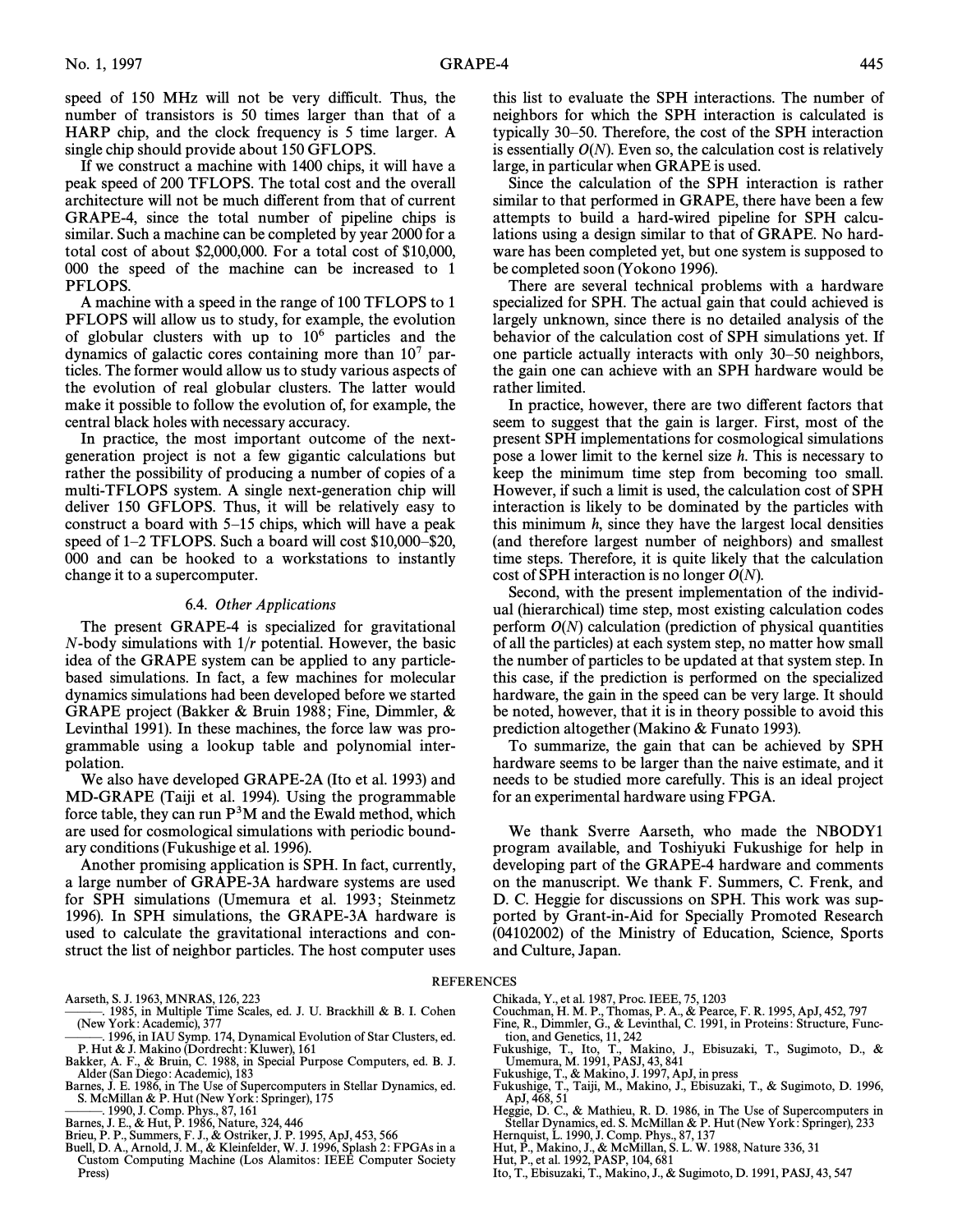speed of 150 MHz will not be very difficult. Thus, the number of transistors is 50 times larger than that of a HARP chip, and the clock frequency is 5 time larger. A single chip should provide about 150 GFLOPS.

If we construct a machine with 1400 chips, it will have a peak speed of 200 TFLOPS. The total cost and the overall architecture will not be much different from that of current GRAPE-4, since the total number of pipeline chips is similar. Such a machine can be completed by year 2000 for a total cost of about $2,000,000. For a total cost of $10,000,000 the speed of the machine can be increased to 1 PFLOPS.

A machine with a speed in the range of 100 TFLOPS to 1 PFLOPS will allow us to study, for example, the evolution of globular clusters with up to $10^6$ particles and the dynamics of galactic cores containing more than $10^7$ particles. The former would allow us to study various aspects of the evolution of real globular clusters. The latter would make it possible to follow the evolution of, for example, the central black holes with necessary accuracy.

In practice, the most important outcome of the next-generation project is not a few gigantic calculations but rather the possibility of producing a number of copies of a multi-TFLOPS system. A single next-generation chip will deliver 150 GFLOPS. Thus, it will be relatively easy to construct a board with 5–15 chips, which will have a peak speed of 1–2 TFLOPS. Such a board will cost $10,000–$20,000 and can be hooked to a workstations to instantly change it to a supercomputer.

### 6.4. *Other Applications*

The present GRAPE-4 is specialized for gravitational $N$-body simulations with $1/r$ potential. However, the basic idea of the GRAPE system can be applied to any particle-based simulations. In fact, a few machines for molecular dynamics simulations had been developed before we started GRAPE project (Bakker & Bruin 1988; Fine, Dimmler, & Levinthal 1991). In these machines, the force law was programmable using a lookup table and polynomial interpolation.

We also have developed GRAPE-2A (Ito et al. 1993) and MD-GRAPE (Taiji et al. 1994). Using the programmable force table, they can run $P^3M$ and the Ewald method, which are used for cosmological simulations with periodic boundary conditions (Fukushige et al. 1996).

Another promising application is SPH. In fact, currently, a large number of GRAPE-3A hardware systems are used for SPH simulations (Umemura et al. 1993; Steinmetz 1996). In SPH simulations, the GRAPE-3A hardware is used to calculate the gravitational interactions and construct the list of neighbor particles. The host computer uses this list to evaluate the SPH interactions. The number of neighbors for which the SPH interaction is calculated is typically 30–50. Therefore, the cost of the SPH interaction is essentially $O(N)$. Even so, the calculation cost is relatively large, in particular when GRAPE is used.

Since the calculation of the SPH interaction is rather similar to that performed in GRAPE, there have been a few attempts to build a hard-wired pipeline for SPH calculations using a design similar to that of GRAPE. No hardware has been completed yet, but one system is supposed to be completed soon (Yokono 1996).

There are several technical problems with a hardware specialized for SPH. The actual gain that could achieved is largely unknown, since there is no detailed analysis of the behavior of the calculation cost of SPH simulations yet. If one particle actually interacts with only 30–50 neighbors, the gain one can achieve with an SPH hardware would be rather limited.

In practice, however, there are two different factors that seem to suggest that the gain is larger. First, most of the present SPH implementations for cosmological simulations pose a lower limit to the kernel size $h$. This is necessary to keep the minimum time step from becoming too small. However, if such a limit is used, the calculation cost of SPH interaction is likely to be dominated by the particles with this minimum $h$, since they have the largest local densities (and therefore largest number of neighbors) and smallest time steps. Therefore, it is quite likely that the calculation cost of SPH interaction is no longer $O(N)$.

Second, with the present implementation of the individual (hierarchical) time step, most existing calculation codes perform $O(N)$ calculation (prediction of physical quantities of all the particles) at each system step, no matter how small the number of particles to be updated at that system step. In this case, if the prediction is performed on the specialized hardware, the gain in the speed can be very large. It should be noted, however, that it is in theory possible to avoid this prediction altogether (Makino & Funato 1993).

To summarize, the gain that can be achieved by SPH hardware seems to be larger than the naive estimate, and it needs to be studied more carefully. This is an ideal project for an experimental hardware using FPGA.

We thank Sverre Aarseth, who made the NBODY1 program available, and Toshiyuki Fukushige for help in developing part of the GRAPE-4 hardware and comments on the manuscript. We thank F. Summers, C. Frenk, and D. C. Heggie for discussions on SPH. This work was supported by Grant-in-Aid for Specially Promoted Research (04102002) of the Ministry of Education, Science, Sports and Culture, Japan.

## REFERENCES

Aarseth, S. J. 1963, MNRAS, 126, 223
———. 1985, in Multiple Time Scales, ed. J. U. Brackhill & B. I. Cohen (New York: Academic), 377
———. 1996, in IAU Symp. 174, Dynamical Evolution of Star Clusters, ed. P. Hut & J. Makino (Dordrecht: Kluwer), 161
Bakker, A. F., & Bruin, C. 1988, in Special Purpose Computers, ed. B. J. Alder (San Diego: Academic), 183
Barnes, J. E. 1986, in The Use of Supercomputers in Stellar Dynamics, ed. S. McMillan & P. Hut (New York: Springer), 175
———. 1990, J. Comp. Phys., 87, 161
Barnes, J. E., & Hut, P. 1986, Nature, 324, 446
Brieu, P. P., Summers, F. J., & Ostriker, J. P. 1995, ApJ, 453, 566
Buell, D. A., Arnold, J. M., & Kleinfelder, W. J. 1996, Splash 2: FPGAs in a Custom Computing Machine (Los Alamitos: IEEE Computer Society Press)
Chikada, Y., et al. 1987, Proc. IEEE, 75, 1203
Couchman, H. M. P., Thomas, P. A., & Pearce, F. R. 1995, ApJ, 452, 797
Fine, R., Dimmler, G., & Levinthal, C. 1991, in Proteins: Structure, Function, and Genetics, 11, 242
Fukushige, T., Ito, T., Makino, J., Ebisuzaki, T., Sugimoto, D., & Umemura, M. 1991, PASJ, 43, 841
Fukushige, T., & Makino, J. 1997, ApJ, in press
Fukushige, T., Taiji, M., Makino, J., Ebisuzaki, T., & Sugimoto, D. 1996, ApJ, 468, 51
Heggie, D. C., & Mathieu, R. D. 1986, in The Use of Supercomputers in Stellar Dynamics, ed. S. McMillan & P. Hut (New York: Springer), 233
Hernquist, L. 1990, J. Comp. Phys., 87, 137
Hut, P., Makino, J., & McMillan, S. L. W. 1988, Nature 336, 31
Hut, P., et al. 1992, PASP, 104, 681
Ito, T., Ebisuzaki, T., Makino, J., & Sugimoto, D. 1991, PASJ, 43, 547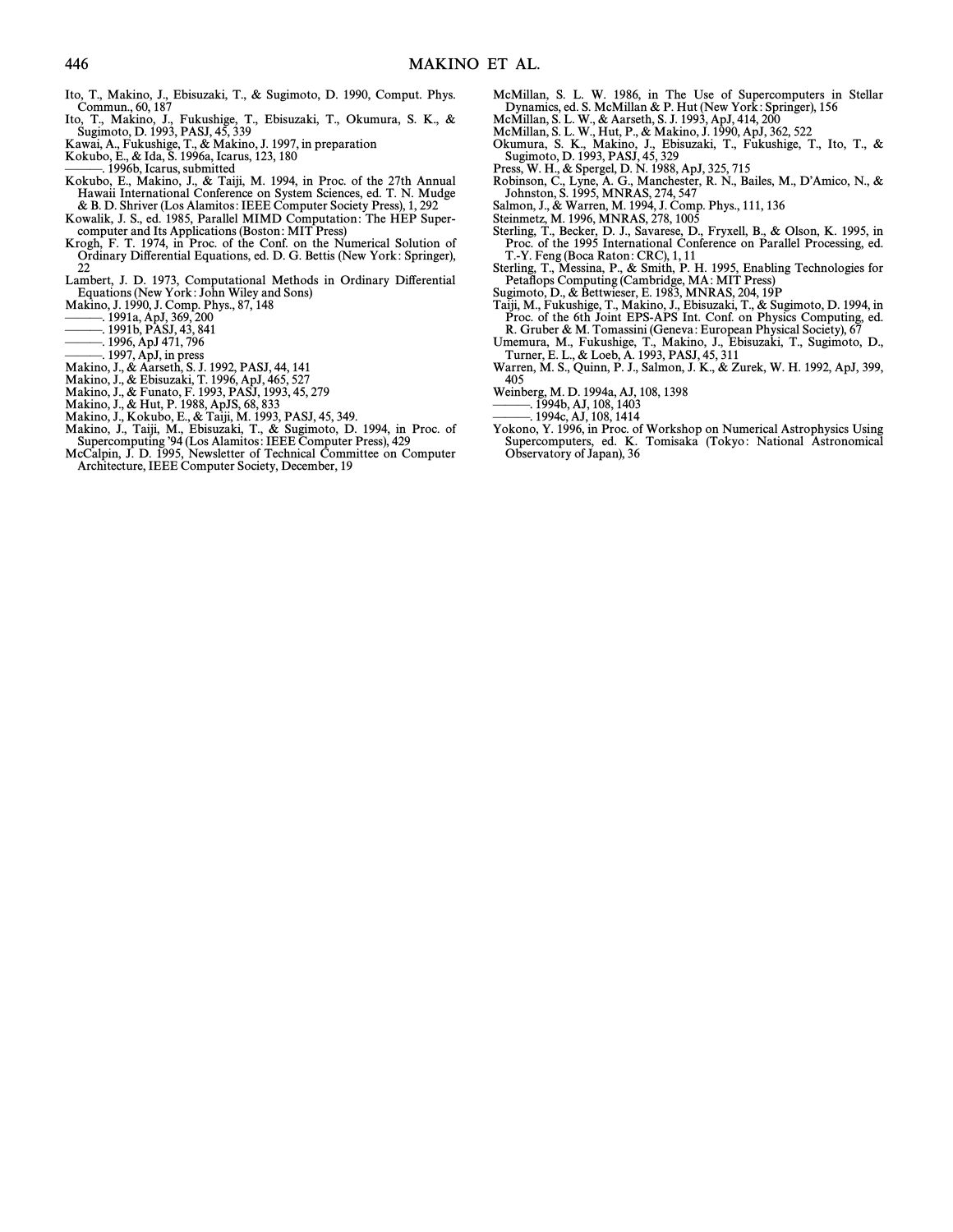Ito, T., Makino, J., Ebisuzaki, T., & Sugimoto, D. 1990, Comput. Phys. Commun., 60, 187

Ito, T., Makino, J., Fukushige, T., Ebisuzaki, T., Okumura, S. K., & Sugimoto, D. 1993, PASJ, 45, 339

Kawai, A., Fukushige, T., & Makino, J. 1997, in preparation

Kokubo, E., & Ida, S. 1996a, Icarus, 123, 180

———. 1996b, Icarus, submitted

Kokubo, E., Makino, J., & Taiji, M. 1994, in Proc. of the 27th Annual Hawaii International Conference on System Sciences, ed. T. N. Mudge & B. D. Shriver (Los Alamitos: IEEE Computer Society Press), 1, 292

Kowalik, J. S., ed. 1985, Parallel MIMD Computation: The HEP Supercomputer and Its Applications (Boston: MIT Press)

Krogh, F. T. 1974, in Proc. of the Conf. on the Numerical Solution of Ordinary Differential Equations, ed. D. G. Bettis (New York: Springer), 22

Lambert, J. D. 1973, Computational Methods in Ordinary Differential Equations (New York: John Wiley and Sons)

Makino, J. 1990, J. Comp. Phys., 87, 148

———. 1991a, ApJ, 369, 200

———. 1991b, PASJ, 43, 841

———. 1996, ApJ 471, 796

———. 1997, ApJ, in press

Makino, J., & Aarseth, S. J. 1992, PASJ, 44, 141

Makino, J., & Ebisuzaki, T. 1996, ApJ, 465, 527

Makino, J., & Funato, F. 1993, PASJ, 1993, 45, 279

Makino, J., & Hut, P. 1988, ApJS, 68, 833

Makino, J., Kokubo, E., & Taiji, M. 1993, PASJ, 45, 349.

Makino, J., Taiji, M., Ebisuzaki, T., & Sugimoto, D. 1994, in Proc. of Supercomputing '94 (Los Alamitos: IEEE Computer Press), 429

McCalpin, J. D. 1995, Newsletter of Technical Committee on Computer Architecture, IEEE Computer Society, December, 19

McMillan, S. L. W. 1986, in The Use of Supercomputers in Stellar Dynamics, ed. S. McMillan & P. Hut (New York: Springer), 156

McMillan, S. L. W., & Aarseth, S. J. 1993, ApJ, 414, 200

McMillan, S. L. W., Hut, P., & Makino, J. 1990, ApJ, 362, 522

Okumura, S. K., Makino, J., Ebisuzaki, T., Fukushige, T., Ito, T., & Sugimoto, D. 1993, PASJ, 45, 329

Press, W. H., & Spergel, D. N. 1988, ApJ, 325, 715

Robinson, C., Lyne, A. G., Manchester, R. N., Bailes, M., D'Amico, N., & Johnston, S. 1995, MNRAS, 274, 547

Salmon, J., & Warren, M. 1994, J. Comp. Phys., 111, 136

Steinmetz, M. 1996, MNRAS, 278, 1005

Sterling, T., Becker, D. J., Savarese, D., Fryxell, B., & Olson, K. 1995, in Proc. of the 1995 International Conference on Parallel Processing, ed. T.-Y. Feng (Boca Raton: CRC), 1, 11

Sterling, T., Messina, P., & Smith, P. H. 1995, Enabling Technologies for Petaflops Computing (Cambridge, MA: MIT Press)

Sugimoto, D., & Bettwieser, E. 1983, MNRAS, 204, 19P

Taiji, M., Fukushige, T., Makino, J., Ebisuzaki, T., & Sugimoto, D. 1994, in Proc. of the 6th Joint EPS-APS Int. Conf. on Physics Computing, ed. R. Gruber & M. Tomassini (Geneva: European Physical Society), 67

Umemura, M., Fukushige, T., Makino, J., Ebisuzaki, T., Sugimoto, D., Turner, E. L., & Loeb, A. 1993, PASJ, 45, 311

Warren, M. S., Quinn, P. J., Salmon, J. K., & Zurek, W. H. 1992, ApJ, 399, 405

Weinberg, M. D. 1994a, AJ, 108, 1398

———. 1994b, AJ, 108, 1403

———. 1994c, AJ, 108, 1414

Yokono, Y. 1996, in Proc. of Workshop on Numerical Astrophysics Using Supercomputers, ed. K. Tomisaka (Tokyo: National Astronomical Observatory of Japan), 36